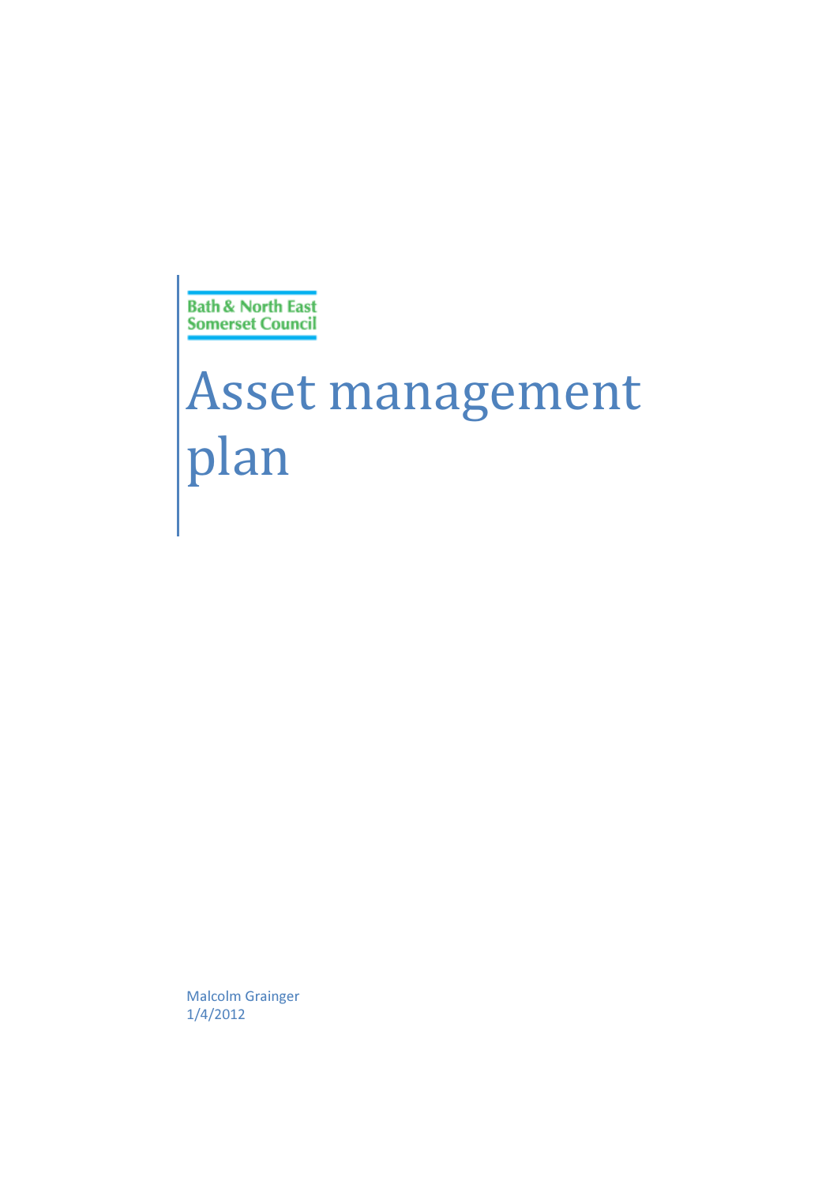Bath & North East Somerset Council

# Asset management plan

Malcolm Grainger
1/4/2012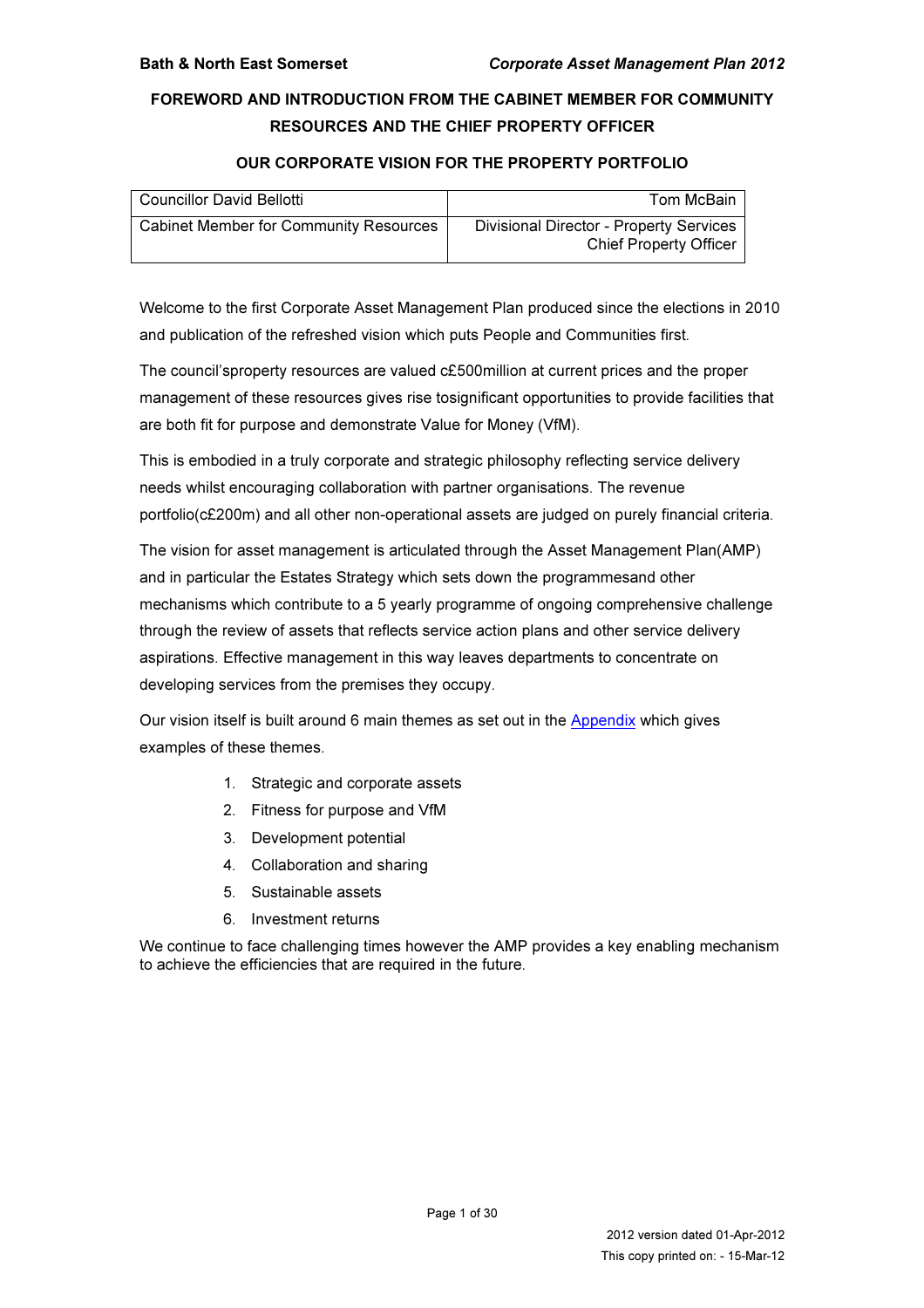## FOREWORD AND INTRODUCTION FROM THE CABINET MEMBER FOR COMMUNITY RESOURCES AND THE CHIEF PROPERTY OFFICER

### OUR CORPORATE VISION FOR THE PROPERTY PORTFOLIO

| Councillor David Bellotti | Tom McBain |
|---|---|
| Cabinet Member for Community Resources | Divisional Director - Property Services<br>Chief Property Officer |

Welcome to the first Corporate Asset Management Plan produced since the elections in 2010 and publication of the refreshed vision which puts People and Communities first.

The council'sproperty resources are valued c£500million at current prices and the proper management of these resources gives rise tosignificant opportunities to provide facilities that are both fit for purpose and demonstrate Value for Money (VfM).

This is embodied in a truly corporate and strategic philosophy reflecting service delivery needs whilst encouraging collaboration with partner organisations. The revenue portfolio(c£200m) and all other non-operational assets are judged on purely financial criteria.

The vision for asset management is articulated through the Asset Management Plan(AMP) and in particular the Estates Strategy which sets down the programmesand other mechanisms which contribute to a 5 yearly programme of ongoing comprehensive challenge through the review of assets that reflects service action plans and other service delivery aspirations. Effective management in this way leaves departments to concentrate on developing services from the premises they occupy.

Our vision itself is built around 6 main themes as set out in the Appendix which gives examples of these themes.

1. Strategic and corporate assets
2. Fitness for purpose and VfM
3. Development potential
4. Collaboration and sharing
5. Sustainable assets
6. Investment returns

We continue to face challenging times however the AMP provides a key enabling mechanism to achieve the efficiencies that are required in the future.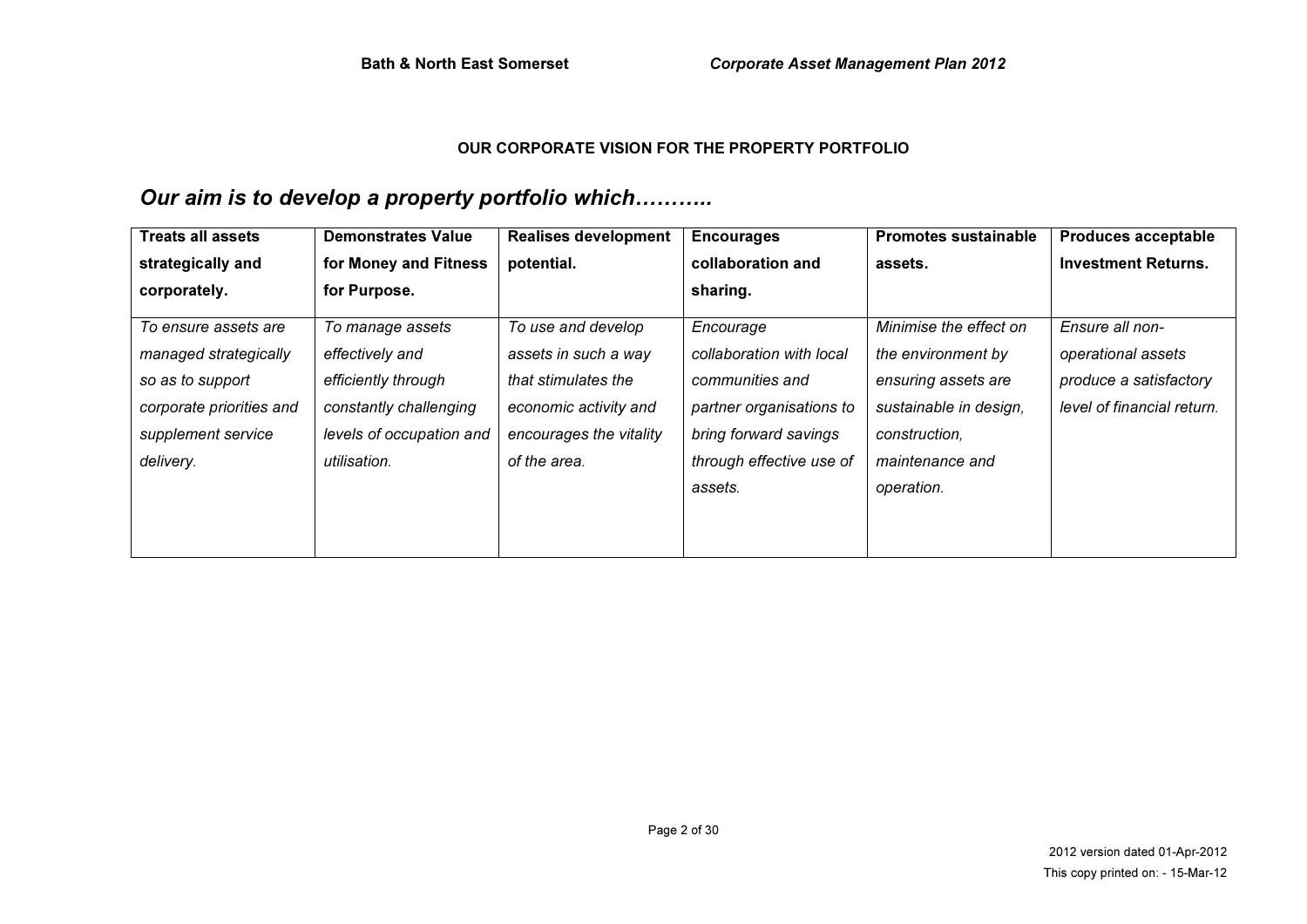## OUR CORPORATE VISION FOR THE PROPERTY PORTFOLIO

### *Our aim is to develop a property portfolio which……….*

| **Treats all assets strategically and corporately.** | **Demonstrates Value for Money and Fitness for Purpose.** | **Realises development potential.** | **Encourages collaboration and sharing.** | **Promotes sustainable assets.** | **Produces acceptable Investment Returns.** |
|---|---|---|---|---|---|
| *To ensure assets are managed strategically so as to support corporate priorities and supplement service delivery.* | *To manage assets effectively and efficiently through constantly challenging levels of occupation and utilisation.* | *To use and develop assets in such a way that stimulates the economic activity and encourages the vitality of the area.* | *Encourage collaboration with local communities and partner organisations to bring forward savings through effective use of assets.* | *Minimise the effect on the environment by ensuring assets are sustainable in design, construction, maintenance and operation.* | *Ensure all non-operational assets produce a satisfactory level of financial return.* |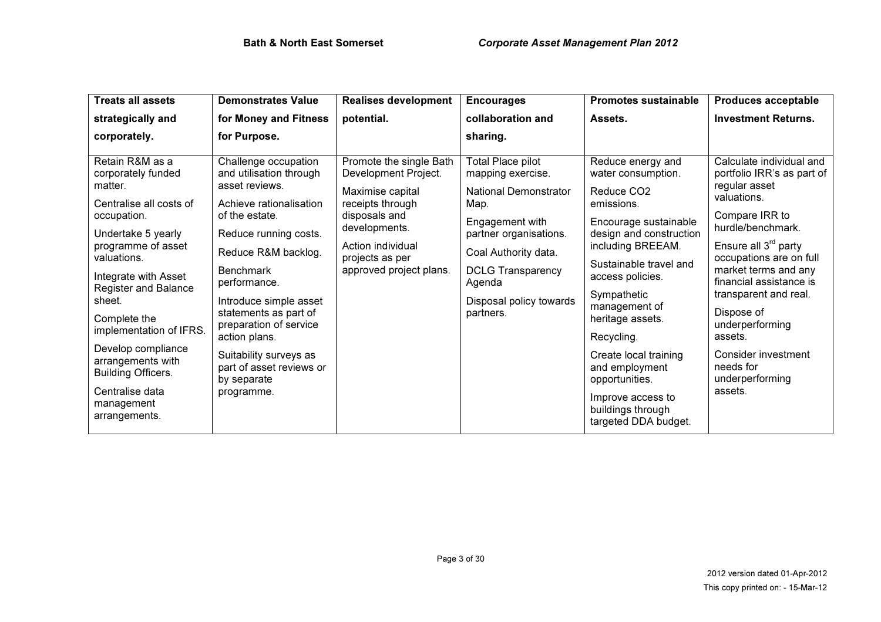| Treats all assets strategically and corporately. | Demonstrates Value for Money and Fitness for Purpose. | Realises development potential. | Encourages collaboration and sharing. | Promotes sustainable Assets. | Produces acceptable Investment Returns. |
|---|---|---|---|---|---|
| Retain R&M as a corporately funded matter.<br><br>Centralise all costs of occupation.<br><br>Undertake 5 yearly programme of asset valuations.<br><br>Integrate with Asset Register and Balance sheet.<br><br>Complete the implementation of IFRS.<br><br>Develop compliance arrangements with Building Officers.<br><br>Centralise data management arrangements. | Challenge occupation and utilisation through asset reviews.<br><br>Achieve rationalisation of the estate.<br><br>Reduce running costs.<br><br>Reduce R&M backlog.<br><br>Benchmark performance.<br><br>Introduce simple asset statements as part of preparation of service action plans.<br><br>Suitability surveys as part of asset reviews or by separate programme. | Promote the single Bath Development Project.<br><br>Maximise capital receipts through disposals and developments.<br><br>Action individual projects as per approved project plans. | Total Place pilot mapping exercise.<br><br>National Demonstrator Map.<br><br>Engagement with partner organisations.<br><br>Coal Authority data.<br><br>DCLG Transparency Agenda<br><br>Disposal policy towards partners. | Reduce energy and water consumption.<br><br>Reduce CO2 emissions.<br><br>Encourage sustainable design and construction including BREEAM.<br><br>Sustainable travel and access policies.<br><br>Sympathetic management of heritage assets.<br><br>Recycling.<br><br>Create local training and employment opportunities.<br><br>Improve access to buildings through targeted DDA budget. | Calculate individual and portfolio IRR's as part of regular asset valuations.<br><br>Compare IRR to hurdle/benchmark.<br><br>Ensure all 3rd party occupations are on full market terms and any financial assistance is transparent and real.<br><br>Dispose of underperforming assets.<br><br>Consider investment needs for underperforming assets. |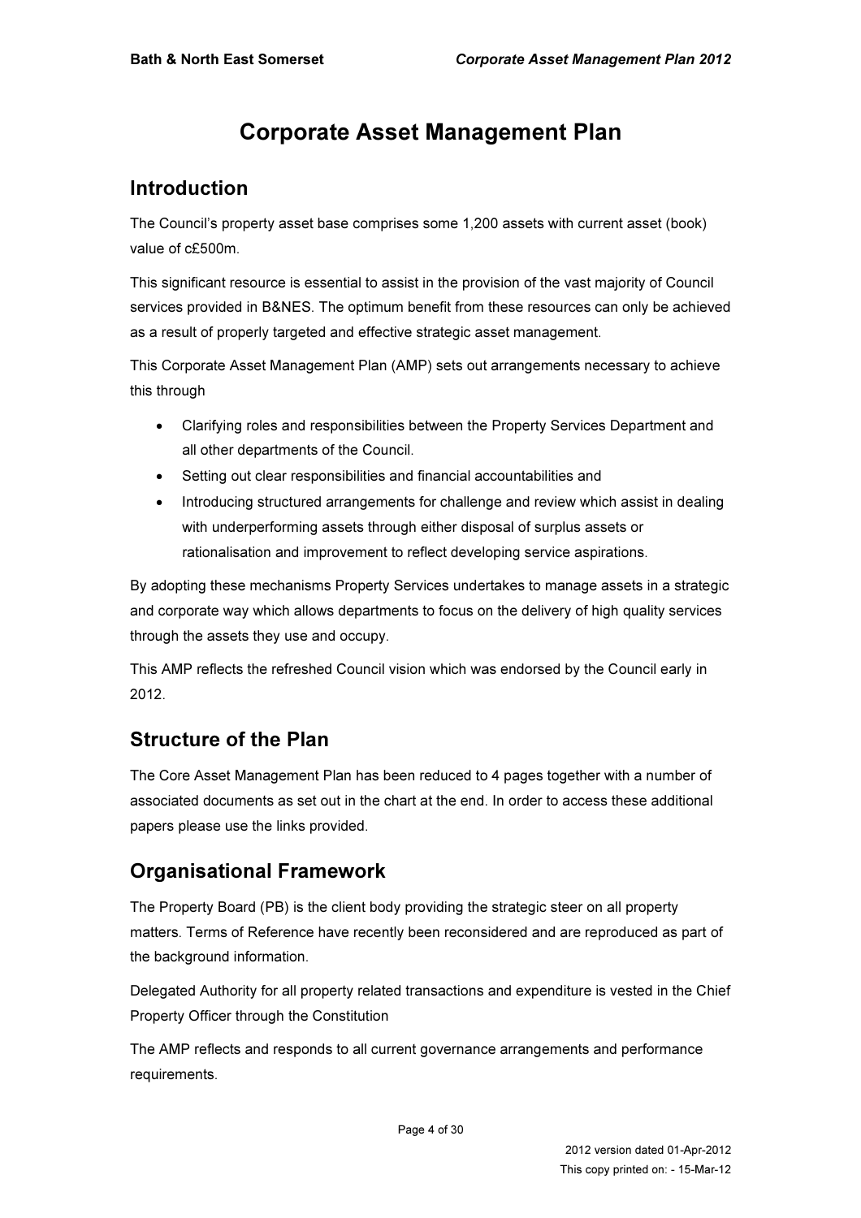# Corporate Asset Management Plan

## Introduction

The Council's property asset base comprises some 1,200 assets with current asset (book) value of c£500m.

This significant resource is essential to assist in the provision of the vast majority of Council services provided in B&NES. The optimum benefit from these resources can only be achieved as a result of properly targeted and effective strategic asset management.

This Corporate Asset Management Plan (AMP) sets out arrangements necessary to achieve this through

- Clarifying roles and responsibilities between the Property Services Department and all other departments of the Council.
- Setting out clear responsibilities and financial accountabilities and
- Introducing structured arrangements for challenge and review which assist in dealing with underperforming assets through either disposal of surplus assets or rationalisation and improvement to reflect developing service aspirations.

By adopting these mechanisms Property Services undertakes to manage assets in a strategic and corporate way which allows departments to focus on the delivery of high quality services through the assets they use and occupy.

This AMP reflects the refreshed Council vision which was endorsed by the Council early in 2012.

## Structure of the Plan

The Core Asset Management Plan has been reduced to 4 pages together with a number of associated documents as set out in the chart at the end. In order to access these additional papers please use the links provided.

## Organisational Framework

The Property Board (PB) is the client body providing the strategic steer on all property matters. Terms of Reference have recently been reconsidered and are reproduced as part of the background information.

Delegated Authority for all property related transactions and expenditure is vested in the Chief Property Officer through the Constitution

The AMP reflects and responds to all current governance arrangements and performance requirements.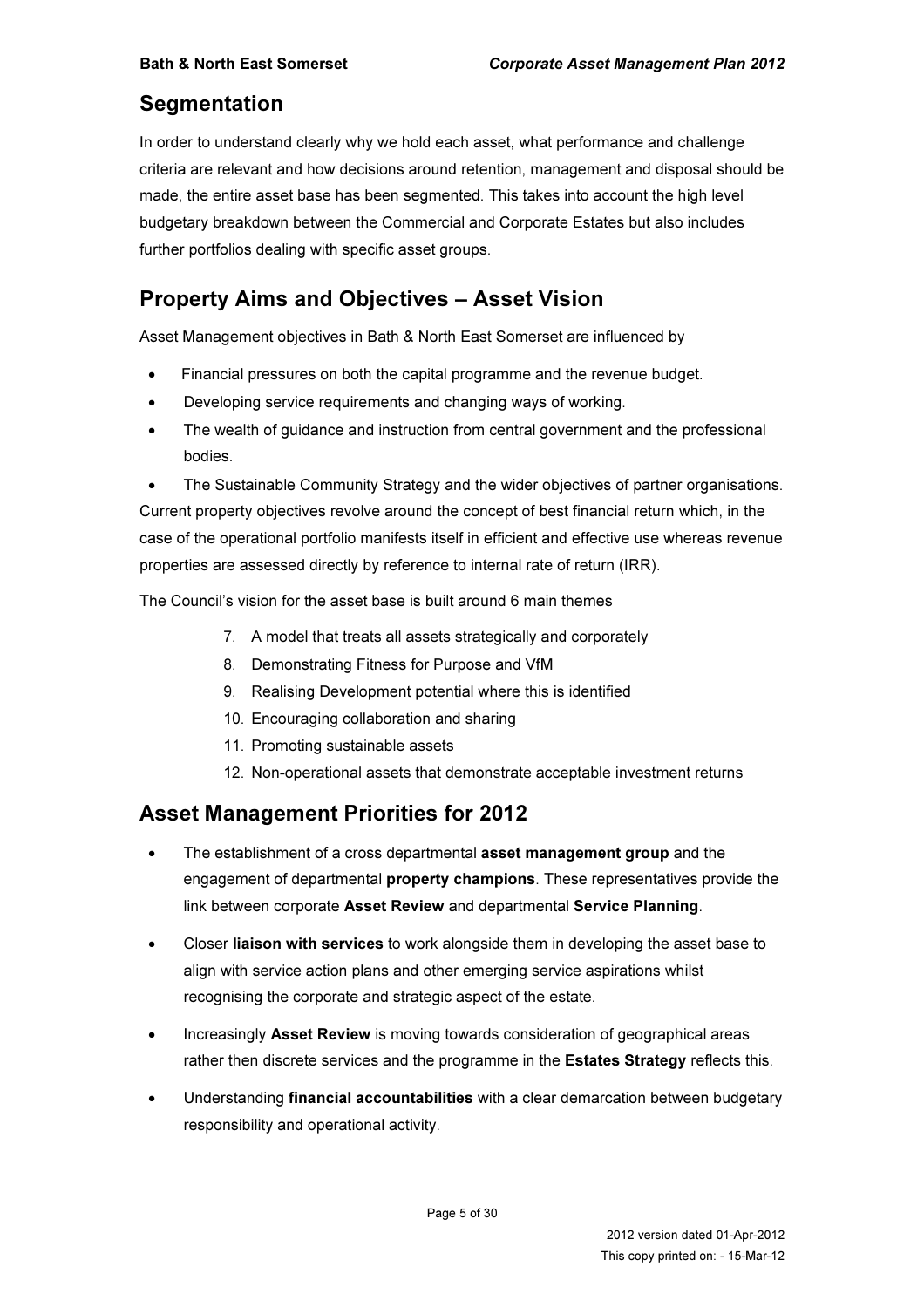## Segmentation

In order to understand clearly why we hold each asset, what performance and challenge criteria are relevant and how decisions around retention, management and disposal should be made, the entire asset base has been segmented. This takes into account the high level budgetary breakdown between the Commercial and Corporate Estates but also includes further portfolios dealing with specific asset groups.

## Property Aims and Objectives – Asset Vision

Asset Management objectives in Bath & North East Somerset are influenced by

- Financial pressures on both the capital programme and the revenue budget.
- Developing service requirements and changing ways of working.
- The wealth of guidance and instruction from central government and the professional bodies.
- The Sustainable Community Strategy and the wider objectives of partner organisations.

Current property objectives revolve around the concept of best financial return which, in the case of the operational portfolio manifests itself in efficient and effective use whereas revenue properties are assessed directly by reference to internal rate of return (IRR).

The Council's vision for the asset base is built around 6 main themes

7. A model that treats all assets strategically and corporately
8. Demonstrating Fitness for Purpose and VfM
9. Realising Development potential where this is identified
10. Encouraging collaboration and sharing
11. Promoting sustainable assets
12. Non-operational assets that demonstrate acceptable investment returns

## Asset Management Priorities for 2012

- The establishment of a cross departmental **asset management group** and the engagement of departmental **property champions**. These representatives provide the link between corporate **Asset Review** and departmental **Service Planning**.
- Closer **liaison with services** to work alongside them in developing the asset base to align with service action plans and other emerging service aspirations whilst recognising the corporate and strategic aspect of the estate.
- Increasingly **Asset Review** is moving towards consideration of geographical areas rather then discrete services and the programme in the **Estates Strategy** reflects this.
- Understanding **financial accountabilities** with a clear demarcation between budgetary responsibility and operational activity.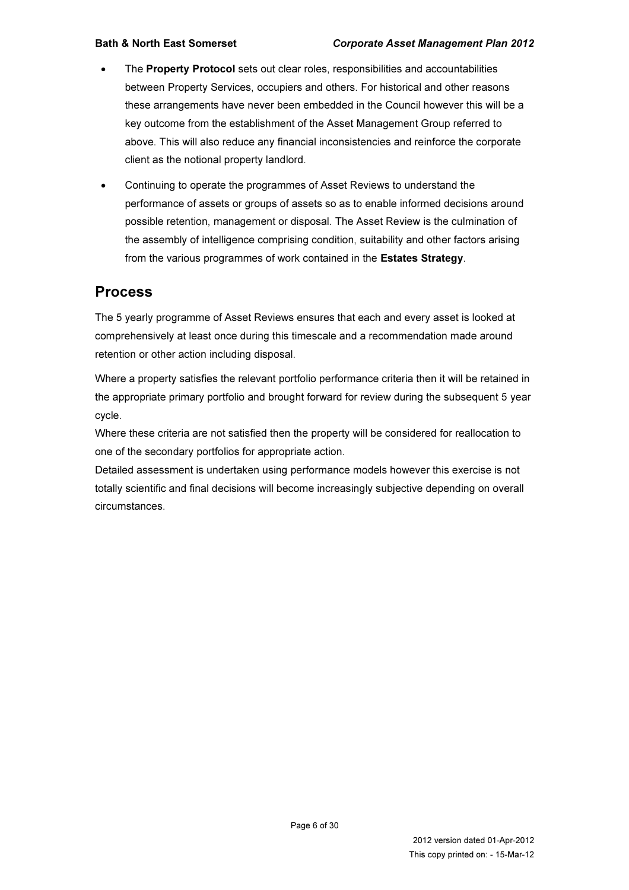- The **Property Protocol** sets out clear roles, responsibilities and accountabilities between Property Services, occupiers and others. For historical and other reasons these arrangements have never been embedded in the Council however this will be a key outcome from the establishment of the Asset Management Group referred to above. This will also reduce any financial inconsistencies and reinforce the corporate client as the notional property landlord.
- Continuing to operate the programmes of Asset Reviews to understand the performance of assets or groups of assets so as to enable informed decisions around possible retention, management or disposal. The Asset Review is the culmination of the assembly of intelligence comprising condition, suitability and other factors arising from the various programmes of work contained in the **Estates Strategy**.

## Process

The 5 yearly programme of Asset Reviews ensures that each and every asset is looked at comprehensively at least once during this timescale and a recommendation made around retention or other action including disposal.

Where a property satisfies the relevant portfolio performance criteria then it will be retained in the appropriate primary portfolio and brought forward for review during the subsequent 5 year cycle.

Where these criteria are not satisfied then the property will be considered for reallocation to one of the secondary portfolios for appropriate action.

Detailed assessment is undertaken using performance models however this exercise is not totally scientific and final decisions will become increasingly subjective depending on overall circumstances.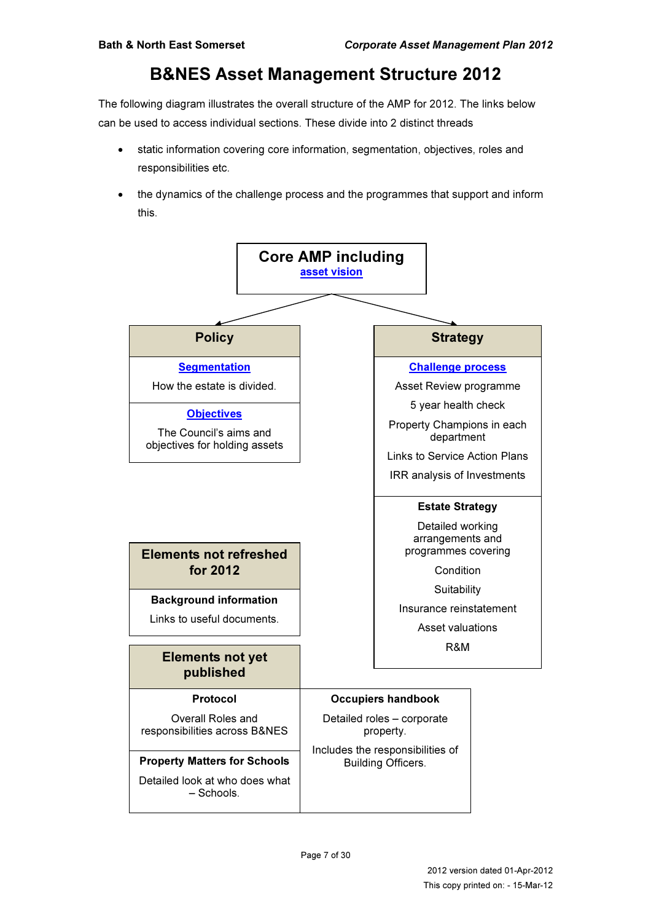# B&NES Asset Management Structure 2012

The following diagram illustrates the overall structure of the AMP for 2012. The links below can be used to access individual sections. These divide into 2 distinct threads

- static information covering core information, segmentation, objectives, roles and responsibilities etc.
- the dynamics of the challenge process and the programmes that support and inform this.

## Core AMP including

**asset vision**

### Policy

**Segmentation**

How the estate is divided.

**Objectives**

The Council's aims and objectives for holding assets

### Strategy

**Challenge process**

Asset Review programme

5 year health check

Property Champions in each department

Links to Service Action Plans

IRR analysis of Investments

**Estate Strategy**

Detailed working arrangements and programmes covering

Condition

Suitability

Insurance reinstatement

Asset valuations

R&M

### Elements not refreshed for 2012

**Background information**

Links to useful documents.

### Elements not yet published

**Protocol**

Overall Roles and responsibilities across B&NES

**Property Matters for Schools**

Detailed look at who does what – Schools.

**Occupiers handbook**

Detailed roles – corporate property.

Includes the responsibilities of Building Officers.

2012 version dated 01-Apr-2012

This copy printed on: - 15-Mar-12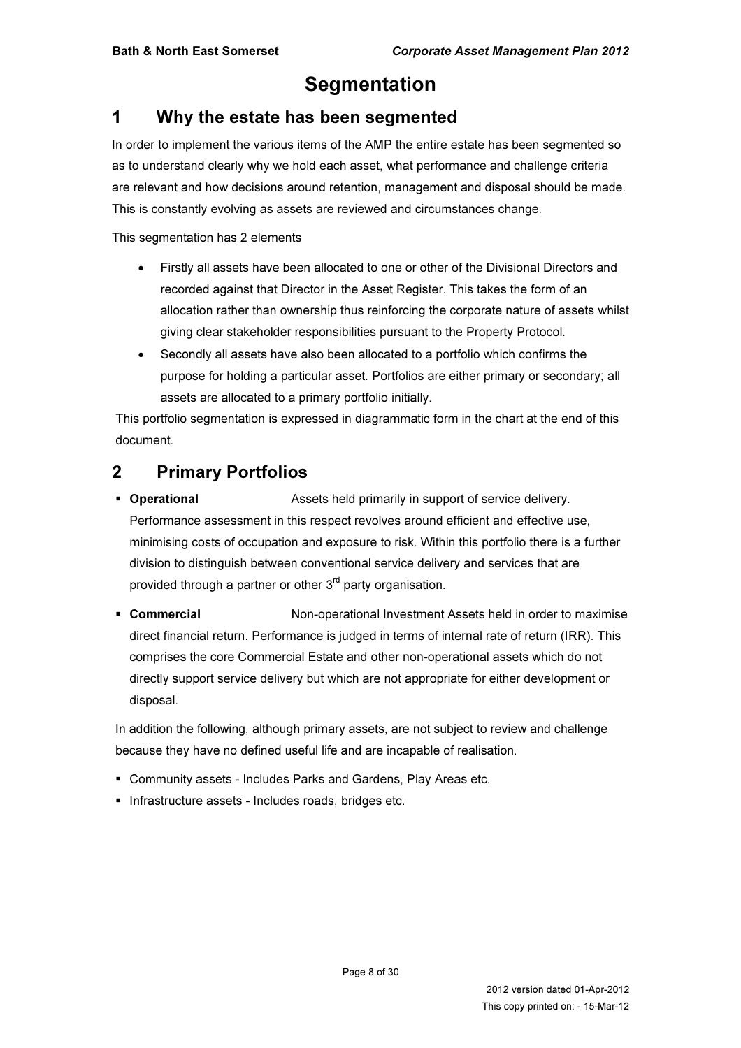# Segmentation

## 1 Why the estate has been segmented

In order to implement the various items of the AMP the entire estate has been segmented so as to understand clearly why we hold each asset, what performance and challenge criteria are relevant and how decisions around retention, management and disposal should be made. This is constantly evolving as assets are reviewed and circumstances change.

This segmentation has 2 elements

- Firstly all assets have been allocated to one or other of the Divisional Directors and recorded against that Director in the Asset Register. This takes the form of an allocation rather than ownership thus reinforcing the corporate nature of assets whilst giving clear stakeholder responsibilities pursuant to the Property Protocol.
- Secondly all assets have also been allocated to a portfolio which confirms the purpose for holding a particular asset. Portfolios are either primary or secondary; all assets are allocated to a primary portfolio initially.

This portfolio segmentation is expressed in diagrammatic form in the chart at the end of this document.

## 2 Primary Portfolios

- **Operational** Assets held primarily in support of service delivery. Performance assessment in this respect revolves around efficient and effective use, minimising costs of occupation and exposure to risk. Within this portfolio there is a further division to distinguish between conventional service delivery and services that are provided through a partner or other 3rd party organisation.
- **Commercial** Non-operational Investment Assets held in order to maximise direct financial return. Performance is judged in terms of internal rate of return (IRR). This comprises the core Commercial Estate and other non-operational assets which do not directly support service delivery but which are not appropriate for either development or disposal.

In addition the following, although primary assets, are not subject to review and challenge because they have no defined useful life and are incapable of realisation.

- Community assets - Includes Parks and Gardens, Play Areas etc.
- Infrastructure assets - Includes roads, bridges etc.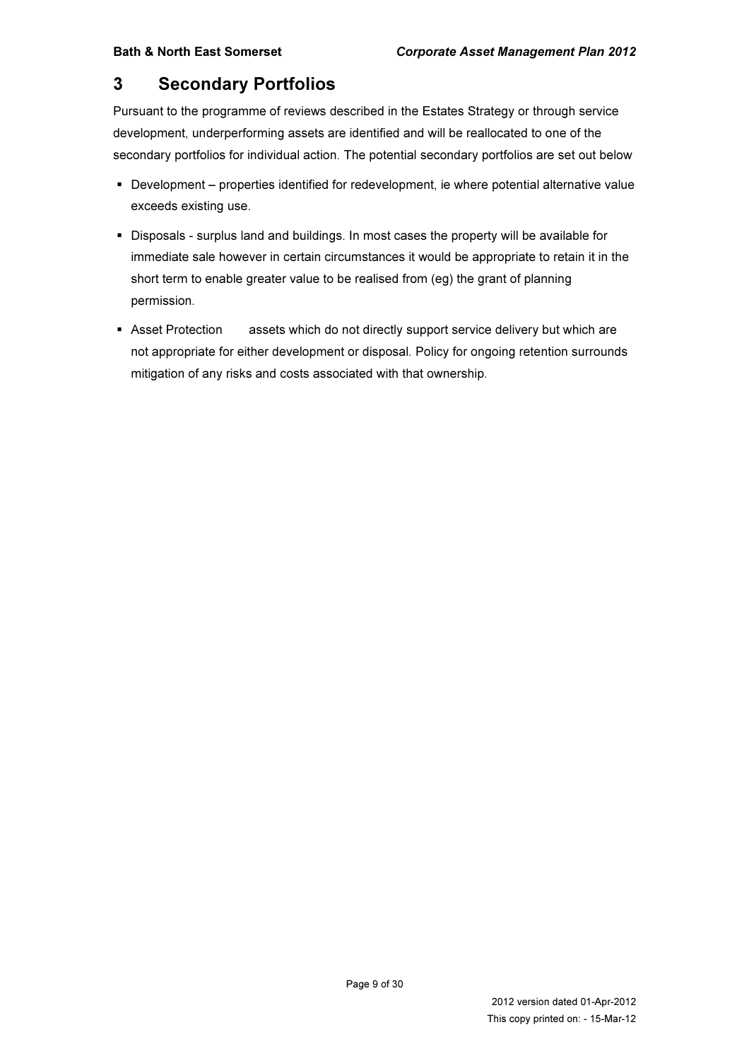# 3 Secondary Portfolios

Pursuant to the programme of reviews described in the Estates Strategy or through service development, underperforming assets are identified and will be reallocated to one of the secondary portfolios for individual action. The potential secondary portfolios are set out below

- Development – properties identified for redevelopment, ie where potential alternative value exceeds existing use.
- Disposals - surplus land and buildings. In most cases the property will be available for immediate sale however in certain circumstances it would be appropriate to retain it in the short term to enable greater value to be realised from (eg) the grant of planning permission.
- Asset Protection assets which do not directly support service delivery but which are not appropriate for either development or disposal. Policy for ongoing retention surrounds mitigation of any risks and costs associated with that ownership.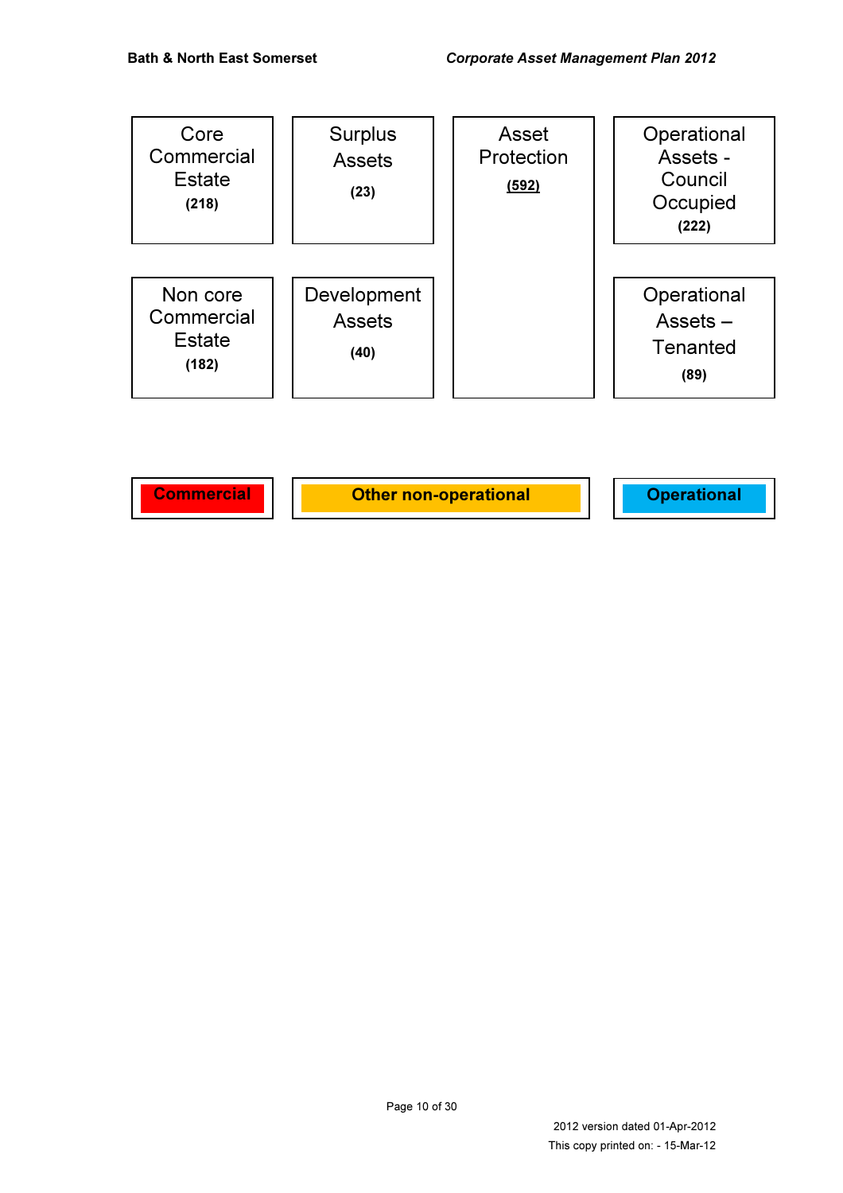| Core Commercial Estate (218) | Surplus Assets (23) | Asset Protection (592) | Operational Assets - Council Occupied (222) |
|---|---|---|---|
| Non core Commercial Estate (182) | Development Assets (40) | | Operational Assets – Tenanted (89) |

| Commercial | Other non-operational | Operational |
|---|---|---|

2012 version dated 01-Apr-2012

This copy printed on: - 15-Mar-12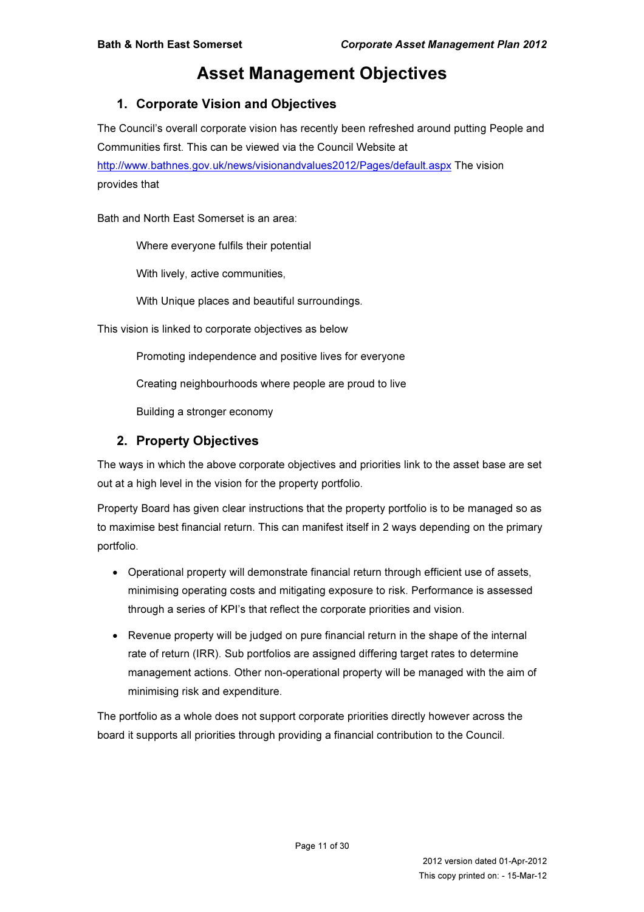# Asset Management Objectives

## 1. Corporate Vision and Objectives

The Council's overall corporate vision has recently been refreshed around putting People and Communities first. This can be viewed via the Council Website at http://www.bathnes.gov.uk/news/visionandvalues2012/Pages/default.aspx The vision provides that

Bath and North East Somerset is an area:

Where everyone fulfils their potential

With lively, active communities,

With Unique places and beautiful surroundings.

This vision is linked to corporate objectives as below

Promoting independence and positive lives for everyone

Creating neighbourhoods where people are proud to live

Building a stronger economy

## 2. Property Objectives

The ways in which the above corporate objectives and priorities link to the asset base are set out at a high level in the vision for the property portfolio.

Property Board has given clear instructions that the property portfolio is to be managed so as to maximise best financial return. This can manifest itself in 2 ways depending on the primary portfolio.

- Operational property will demonstrate financial return through efficient use of assets, minimising operating costs and mitigating exposure to risk. Performance is assessed through a series of KPI's that reflect the corporate priorities and vision.
- Revenue property will be judged on pure financial return in the shape of the internal rate of return (IRR). Sub portfolios are assigned differing target rates to determine management actions. Other non-operational property will be managed with the aim of minimising risk and expenditure.

The portfolio as a whole does not support corporate priorities directly however across the board it supports all priorities through providing a financial contribution to the Council.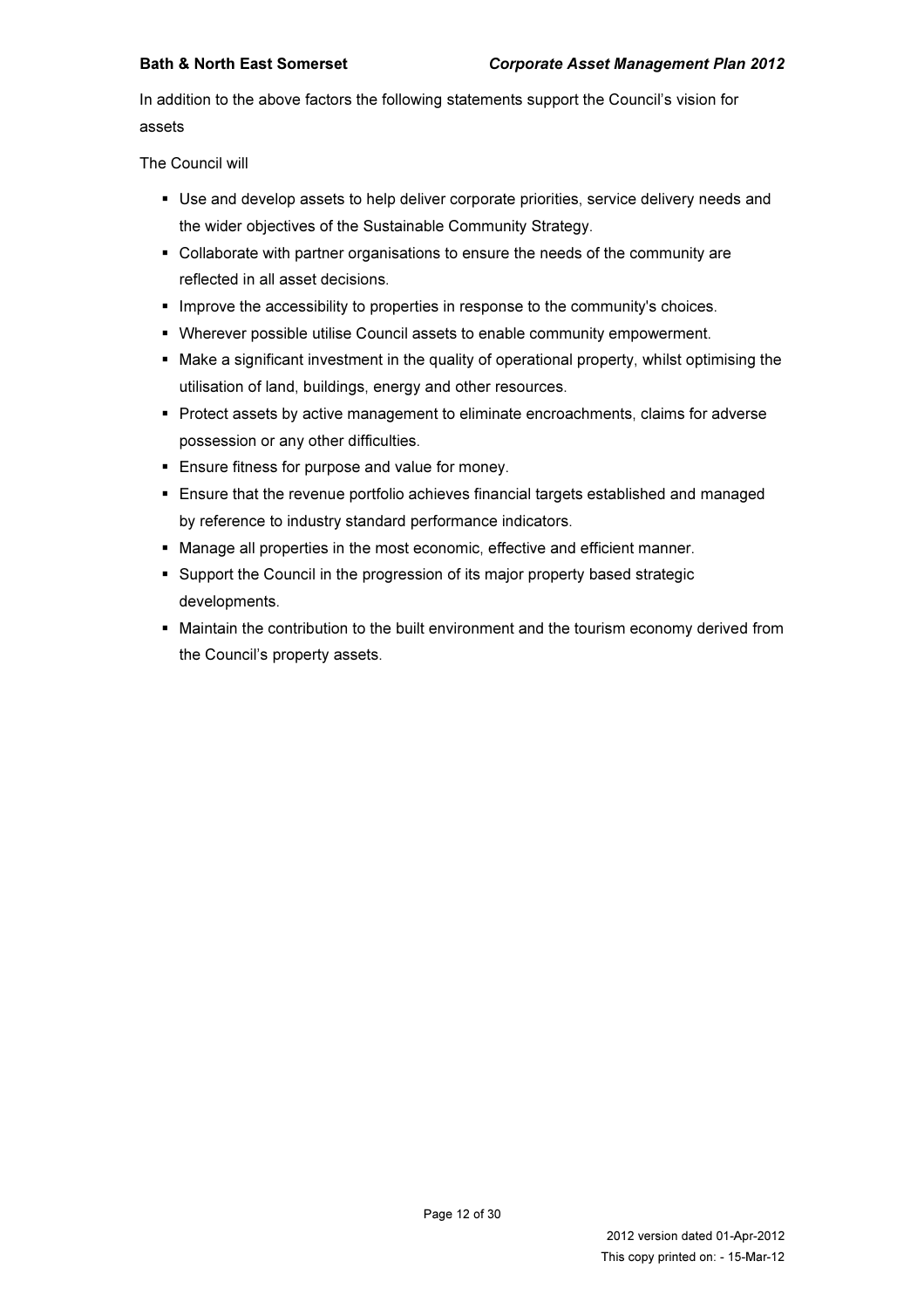In addition to the above factors the following statements support the Council's vision for assets

The Council will

- Use and develop assets to help deliver corporate priorities, service delivery needs and the wider objectives of the Sustainable Community Strategy.
- Collaborate with partner organisations to ensure the needs of the community are reflected in all asset decisions.
- Improve the accessibility to properties in response to the community's choices.
- Wherever possible utilise Council assets to enable community empowerment.
- Make a significant investment in the quality of operational property, whilst optimising the utilisation of land, buildings, energy and other resources.
- Protect assets by active management to eliminate encroachments, claims for adverse possession or any other difficulties.
- Ensure fitness for purpose and value for money.
- Ensure that the revenue portfolio achieves financial targets established and managed by reference to industry standard performance indicators.
- Manage all properties in the most economic, effective and efficient manner.
- Support the Council in the progression of its major property based strategic developments.
- Maintain the contribution to the built environment and the tourism economy derived from the Council's property assets.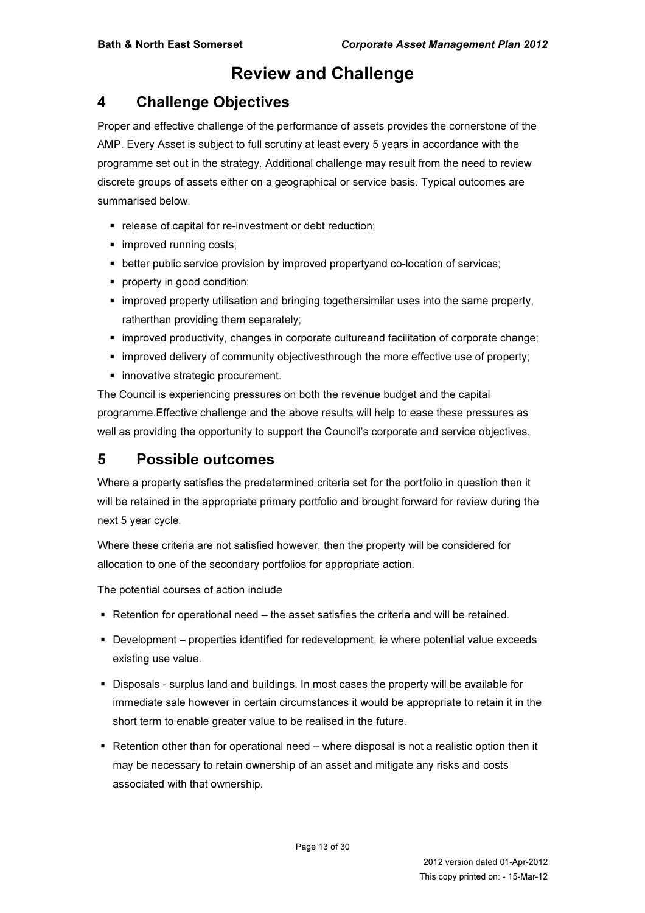# Review and Challenge

## 4 Challenge Objectives

Proper and effective challenge of the performance of assets provides the cornerstone of the AMP. Every Asset is subject to full scrutiny at least every 5 years in accordance with the programme set out in the strategy. Additional challenge may result from the need to review discrete groups of assets either on a geographical or service basis. Typical outcomes are summarised below.

- release of capital for re-investment or debt reduction;
- improved running costs;
- better public service provision by improved propertyand co-location of services;
- property in good condition;
- improved property utilisation and bringing togethersimilar uses into the same property, ratherthan providing them separately;
- improved productivity, changes in corporate cultureand facilitation of corporate change;
- improved delivery of community objectivesthrough the more effective use of property;
- innovative strategic procurement.

The Council is experiencing pressures on both the revenue budget and the capital programme.Effective challenge and the above results will help to ease these pressures as well as providing the opportunity to support the Council's corporate and service objectives.

## 5 Possible outcomes

Where a property satisfies the predetermined criteria set for the portfolio in question then it will be retained in the appropriate primary portfolio and brought forward for review during the next 5 year cycle.

Where these criteria are not satisfied however, then the property will be considered for allocation to one of the secondary portfolios for appropriate action.

The potential courses of action include

- Retention for operational need – the asset satisfies the criteria and will be retained.
- Development – properties identified for redevelopment, ie where potential value exceeds existing use value.
- Disposals - surplus land and buildings. In most cases the property will be available for immediate sale however in certain circumstances it would be appropriate to retain it in the short term to enable greater value to be realised in the future.
- Retention other than for operational need – where disposal is not a realistic option then it may be necessary to retain ownership of an asset and mitigate any risks and costs associated with that ownership.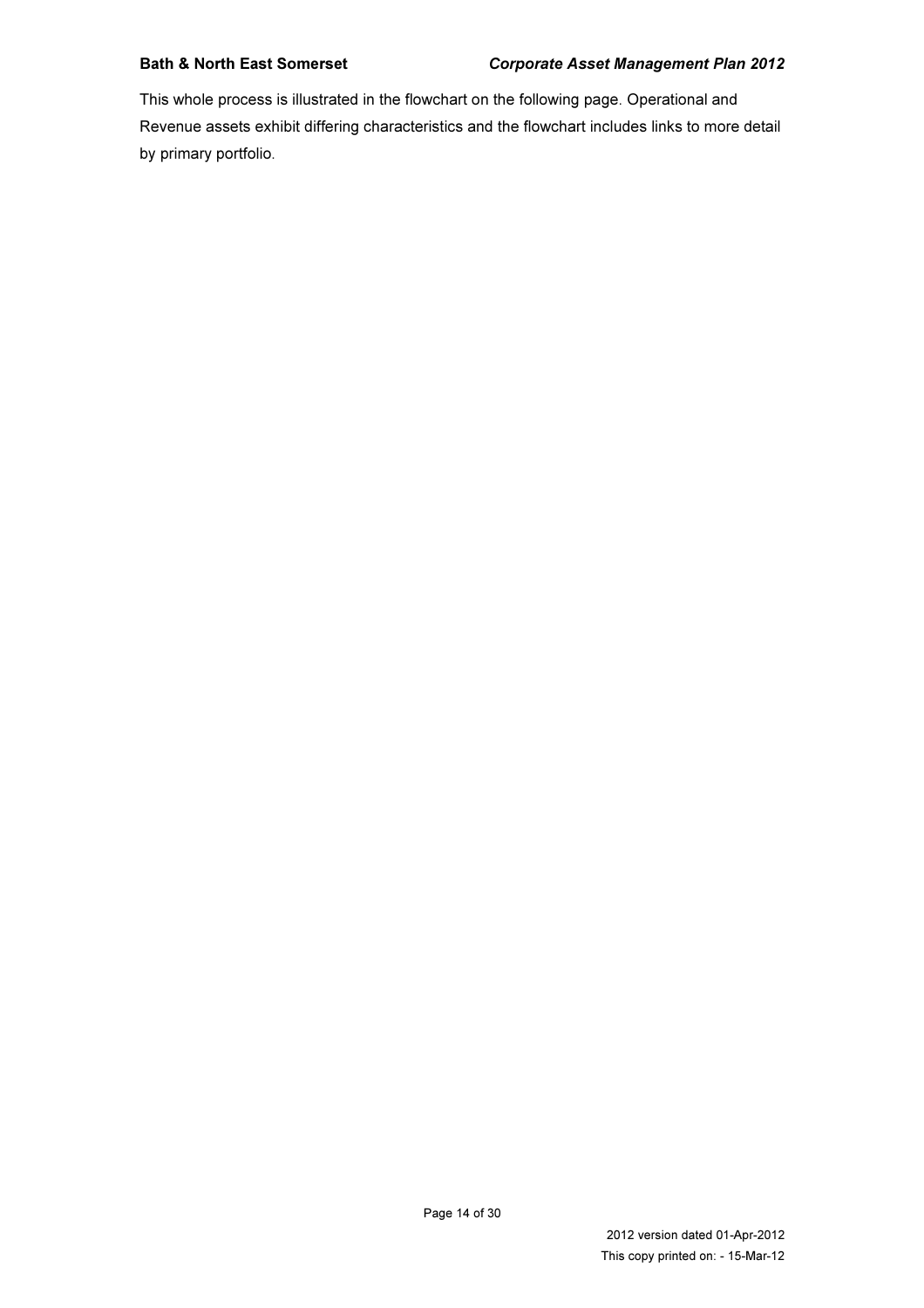This whole process is illustrated in the flowchart on the following page. Operational and Revenue assets exhibit differing characteristics and the flowchart includes links to more detail by primary portfolio.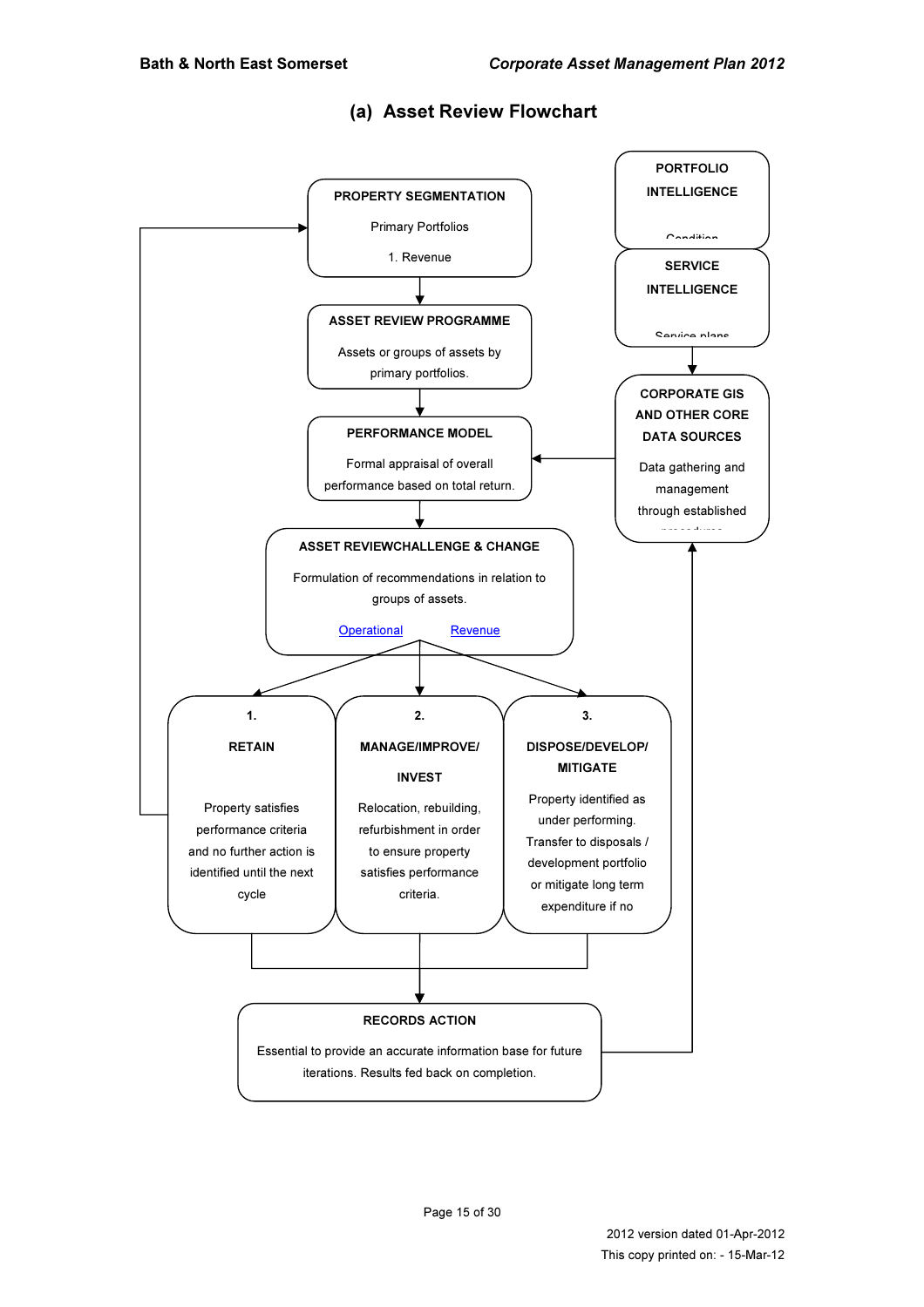## (a) Asset Review Flowchart

**PORTFOLIO INTELLIGENCE**

Condition

**SERVICE INTELLIGENCE**

Service plans

**PROPERTY SEGMENTATION**

Primary Portfolios

1. Revenue

**ASSET REVIEW PROGRAMME**

Assets or groups of assets by primary portfolios.

**CORPORATE GIS AND OTHER CORE DATA SOURCES**

Data gathering and management through established procedures

**PERFORMANCE MODEL**

Formal appraisal of overall performance based on total return.

**ASSET REVIEWCHALLENGE & CHANGE**

Formulation of recommendations in relation to groups of assets.

Operational Revenue

**1. RETAIN**

Property satisfies performance criteria and no further action is identified until the next cycle

**2. MANAGE/IMPROVE/ INVEST**

Relocation, rebuilding, refurbishment in order to ensure property satisfies performance criteria.

**3. DISPOSE/DEVELOP/ MITIGATE**

Property identified as under performing. Transfer to disposals / development portfolio or mitigate long term expenditure if no

**RECORDS ACTION**

Essential to provide an accurate information base for future iterations. Results fed back on completion.

2012 version dated 01-Apr-2012

This copy printed on: - 15-Mar-12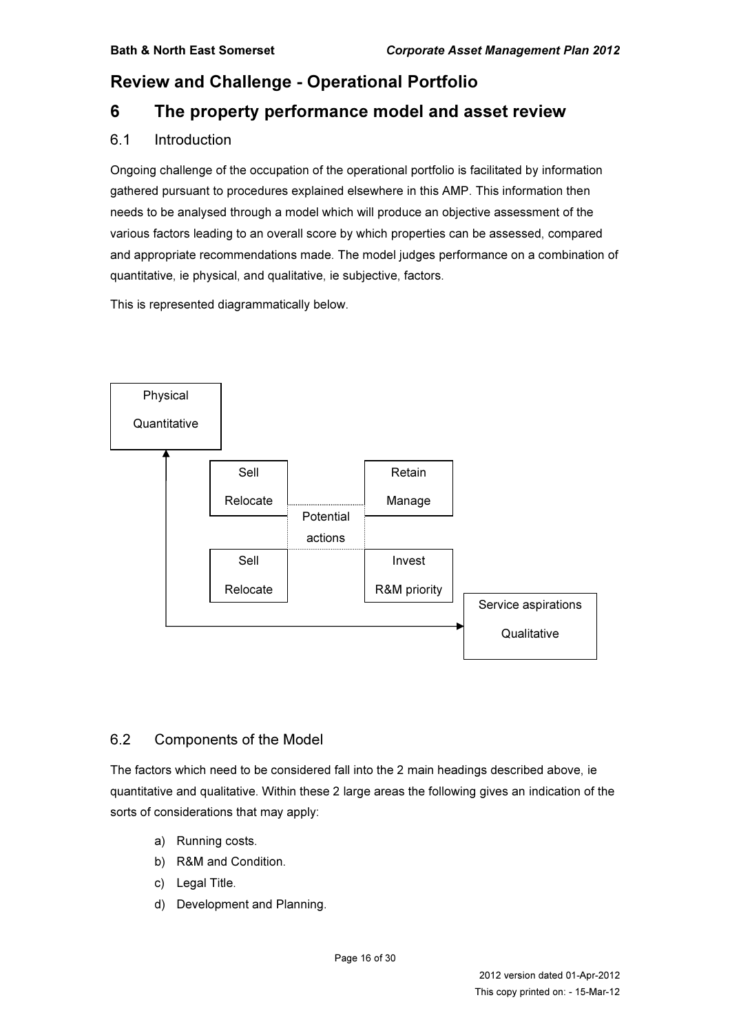# Review and Challenge - Operational Portfolio

# 6 The property performance model and asset review

## 6.1 Introduction

Ongoing challenge of the occupation of the operational portfolio is facilitated by information gathered pursuant to procedures explained elsewhere in this AMP. This information then needs to be analysed through a model which will produce an objective assessment of the various factors leading to an overall score by which properties can be assessed, compared and appropriate recommendations made. The model judges performance on a combination of quantitative, ie physical, and qualitative, ie subjective, factors.

This is represented diagrammatically below.

Physical

Quantitative

Sell

Relocate

Retain

Manage

Potential

actions

Sell

Relocate

Invest

R&M priority

Service aspirations

Qualitative

## 6.2 Components of the Model

The factors which need to be considered fall into the 2 main headings described above, ie quantitative and qualitative. Within these 2 large areas the following gives an indication of the sorts of considerations that may apply:

a) Running costs.
b) R&M and Condition.
c) Legal Title.
d) Development and Planning.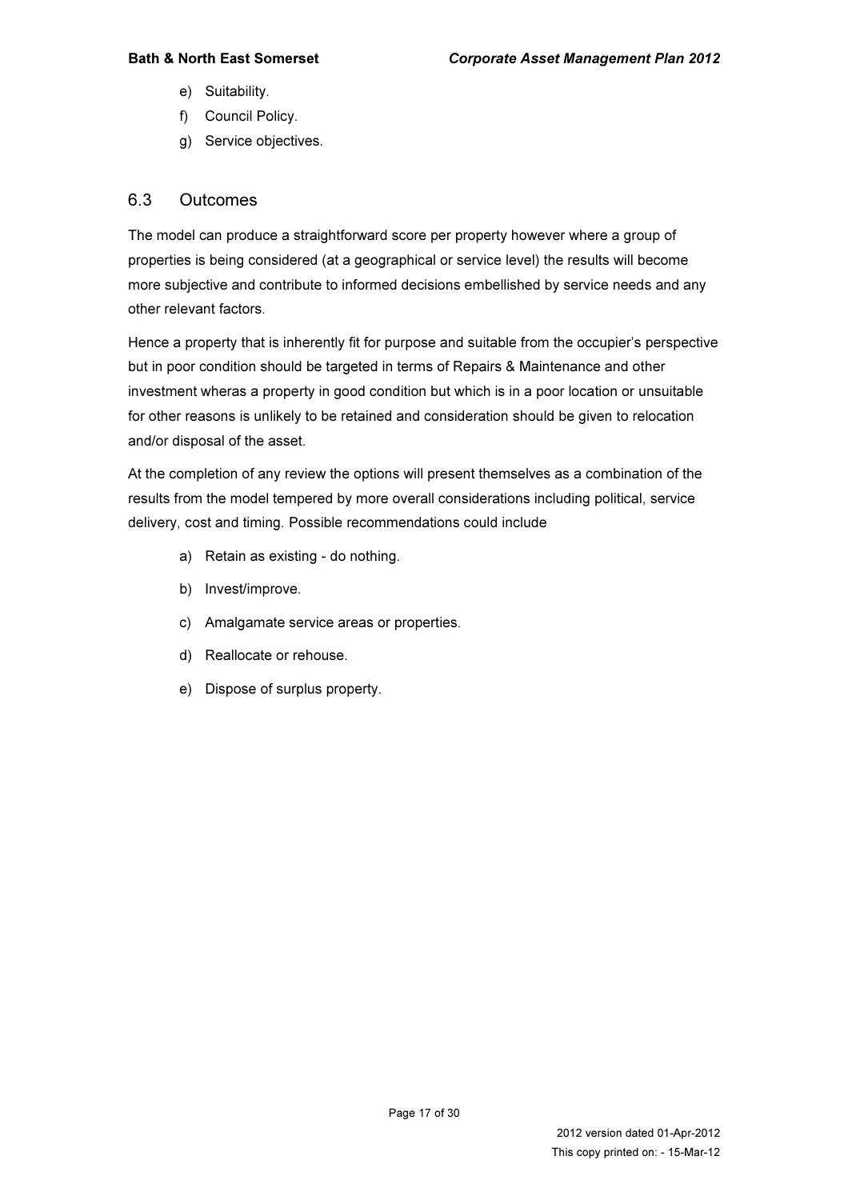e) Suitability.

f) Council Policy.

g) Service objectives.

## 6.3 Outcomes

The model can produce a straightforward score per property however where a group of properties is being considered (at a geographical or service level) the results will become more subjective and contribute to informed decisions embellished by service needs and any other relevant factors.

Hence a property that is inherently fit for purpose and suitable from the occupier's perspective but in poor condition should be targeted in terms of Repairs & Maintenance and other investment wheras a property in good condition but which is in a poor location or unsuitable for other reasons is unlikely to be retained and consideration should be given to relocation and/or disposal of the asset.

At the completion of any review the options will present themselves as a combination of the results from the model tempered by more overall considerations including political, service delivery, cost and timing. Possible recommendations could include

a) Retain as existing - do nothing.

b) Invest/improve.

c) Amalgamate service areas or properties.

d) Reallocate or rehouse.

e) Dispose of surplus property.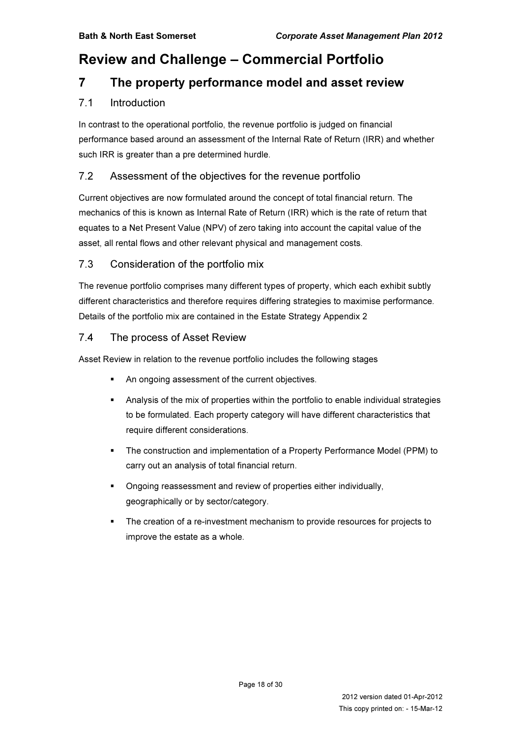# Review and Challenge – Commercial Portfolio

## 7 The property performance model and asset review

### 7.1 Introduction

In contrast to the operational portfolio, the revenue portfolio is judged on financial performance based around an assessment of the Internal Rate of Return (IRR) and whether such IRR is greater than a pre determined hurdle.

### 7.2 Assessment of the objectives for the revenue portfolio

Current objectives are now formulated around the concept of total financial return. The mechanics of this is known as Internal Rate of Return (IRR) which is the rate of return that equates to a Net Present Value (NPV) of zero taking into account the capital value of the asset, all rental flows and other relevant physical and management costs.

### 7.3 Consideration of the portfolio mix

The revenue portfolio comprises many different types of property, which each exhibit subtly different characteristics and therefore requires differing strategies to maximise performance. Details of the portfolio mix are contained in the Estate Strategy Appendix 2

### 7.4 The process of Asset Review

Asset Review in relation to the revenue portfolio includes the following stages

- An ongoing assessment of the current objectives.
- Analysis of the mix of properties within the portfolio to enable individual strategies to be formulated. Each property category will have different characteristics that require different considerations.
- The construction and implementation of a Property Performance Model (PPM) to carry out an analysis of total financial return.
- Ongoing reassessment and review of properties either individually, geographically or by sector/category.
- The creation of a re-investment mechanism to provide resources for projects to improve the estate as a whole.

2012 version dated 01-Apr-2012
This copy printed on: - 15-Mar-12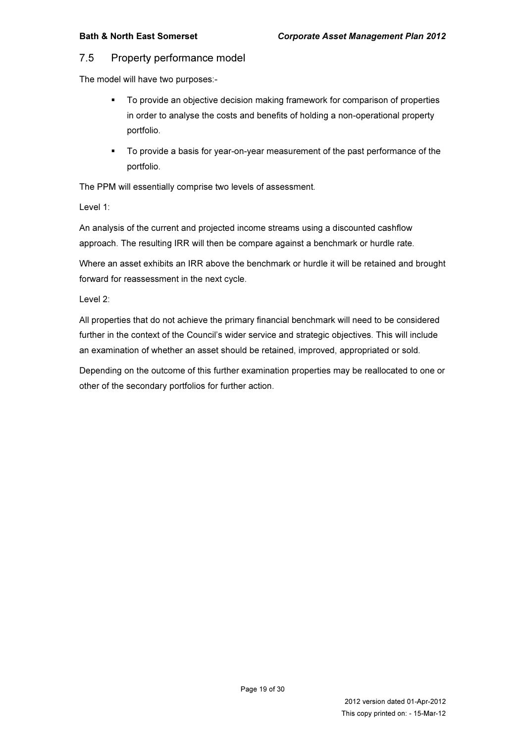## 7.5 Property performance model

The model will have two purposes:-

- To provide an objective decision making framework for comparison of properties in order to analyse the costs and benefits of holding a non-operational property portfolio.
- To provide a basis for year-on-year measurement of the past performance of the portfolio.

The PPM will essentially comprise two levels of assessment.

Level 1:

An analysis of the current and projected income streams using a discounted cashflow approach. The resulting IRR will then be compare against a benchmark or hurdle rate.

Where an asset exhibits an IRR above the benchmark or hurdle it will be retained and brought forward for reassessment in the next cycle.

Level 2:

All properties that do not achieve the primary financial benchmark will need to be considered further in the context of the Council's wider service and strategic objectives. This will include an examination of whether an asset should be retained, improved, appropriated or sold.

Depending on the outcome of this further examination properties may be reallocated to one or other of the secondary portfolios for further action.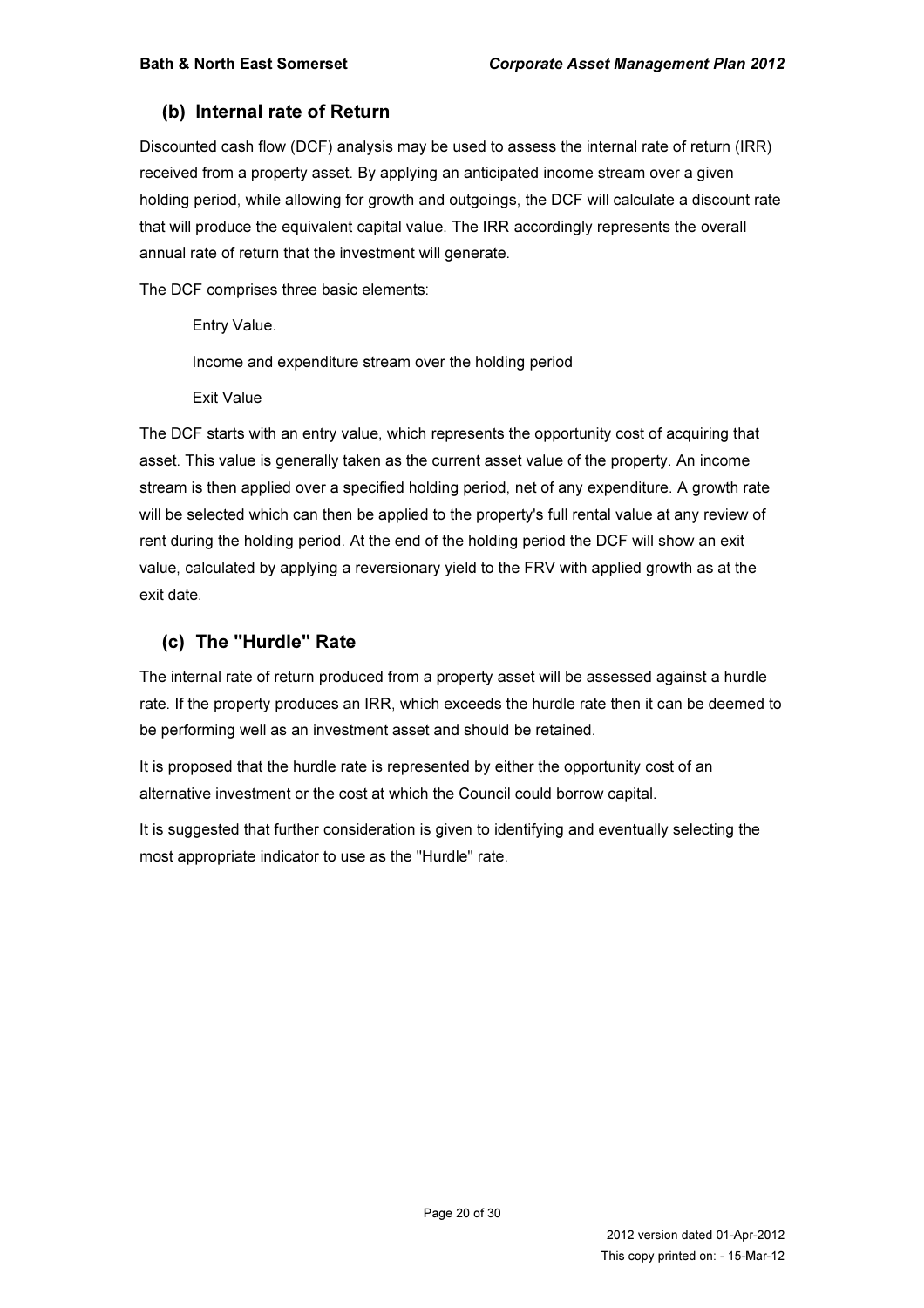## (b) Internal rate of Return

Discounted cash flow (DCF) analysis may be used to assess the internal rate of return (IRR) received from a property asset. By applying an anticipated income stream over a given holding period, while allowing for growth and outgoings, the DCF will calculate a discount rate that will produce the equivalent capital value. The IRR accordingly represents the overall annual rate of return that the investment will generate.

The DCF comprises three basic elements:

Entry Value.

Income and expenditure stream over the holding period

Exit Value

The DCF starts with an entry value, which represents the opportunity cost of acquiring that asset. This value is generally taken as the current asset value of the property. An income stream is then applied over a specified holding period, net of any expenditure. A growth rate will be selected which can then be applied to the property's full rental value at any review of rent during the holding period. At the end of the holding period the DCF will show an exit value, calculated by applying a reversionary yield to the FRV with applied growth as at the exit date.

## (c) The "Hurdle" Rate

The internal rate of return produced from a property asset will be assessed against a hurdle rate. If the property produces an IRR, which exceeds the hurdle rate then it can be deemed to be performing well as an investment asset and should be retained.

It is proposed that the hurdle rate is represented by either the opportunity cost of an alternative investment or the cost at which the Council could borrow capital.

It is suggested that further consideration is given to identifying and eventually selecting the most appropriate indicator to use as the "Hurdle" rate.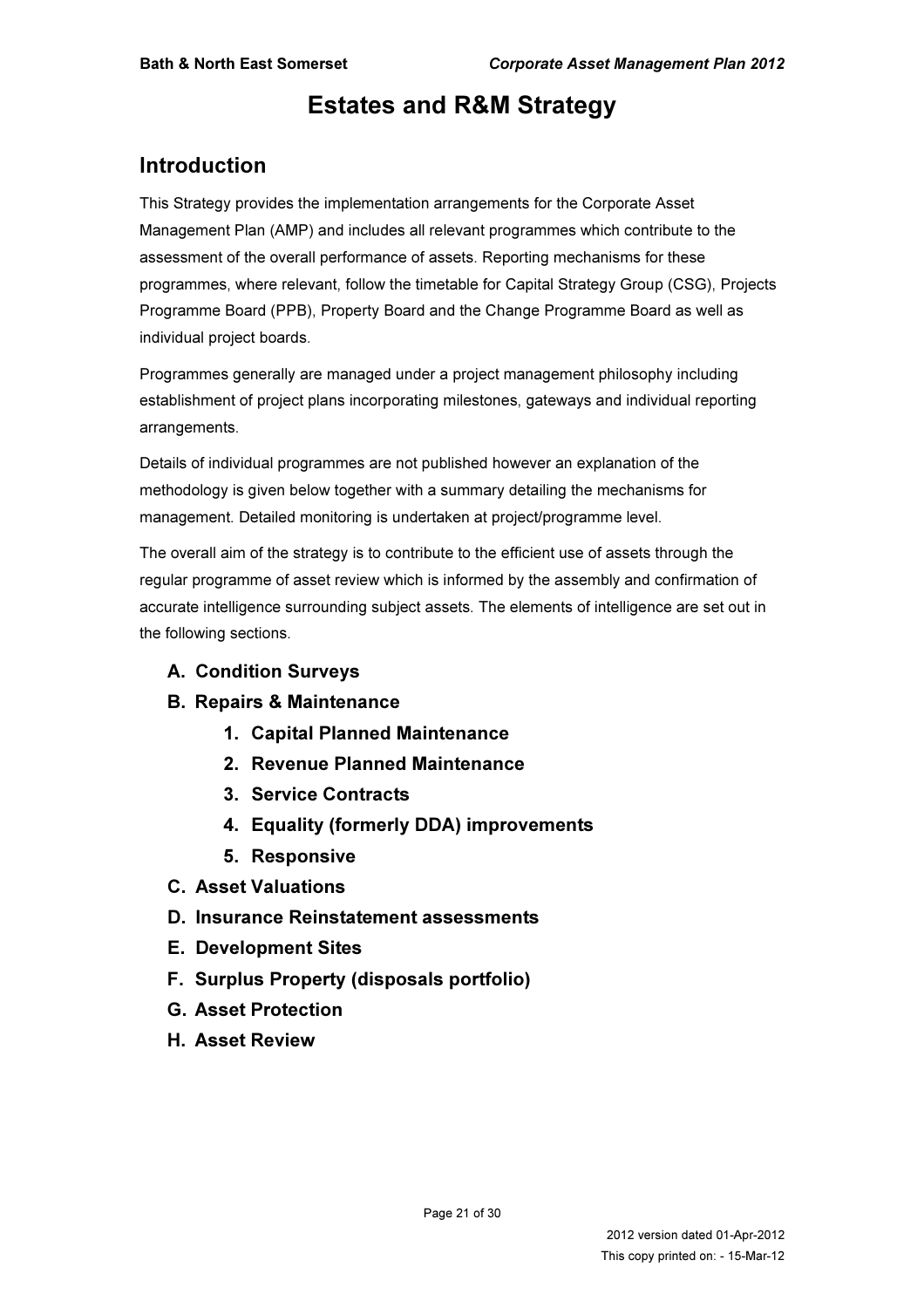# Estates and R&M Strategy

## Introduction

This Strategy provides the implementation arrangements for the Corporate Asset Management Plan (AMP) and includes all relevant programmes which contribute to the assessment of the overall performance of assets. Reporting mechanisms for these programmes, where relevant, follow the timetable for Capital Strategy Group (CSG), Projects Programme Board (PPB), Property Board and the Change Programme Board as well as individual project boards.

Programmes generally are managed under a project management philosophy including establishment of project plans incorporating milestones, gateways and individual reporting arrangements.

Details of individual programmes are not published however an explanation of the methodology is given below together with a summary detailing the mechanisms for management. Detailed monitoring is undertaken at project/programme level.

The overall aim of the strategy is to contribute to the efficient use of assets through the regular programme of asset review which is informed by the assembly and confirmation of accurate intelligence surrounding subject assets. The elements of intelligence are set out in the following sections.

- **A. Condition Surveys**
- **B. Repairs & Maintenance**
  1. **Capital Planned Maintenance**
  2. **Revenue Planned Maintenance**
  3. **Service Contracts**
  4. **Equality (formerly DDA) improvements**
  5. **Responsive**
- **C. Asset Valuations**
- **D. Insurance Reinstatement assessments**
- **E. Development Sites**
- **F. Surplus Property (disposals portfolio)**
- **G. Asset Protection**
- **H. Asset Review**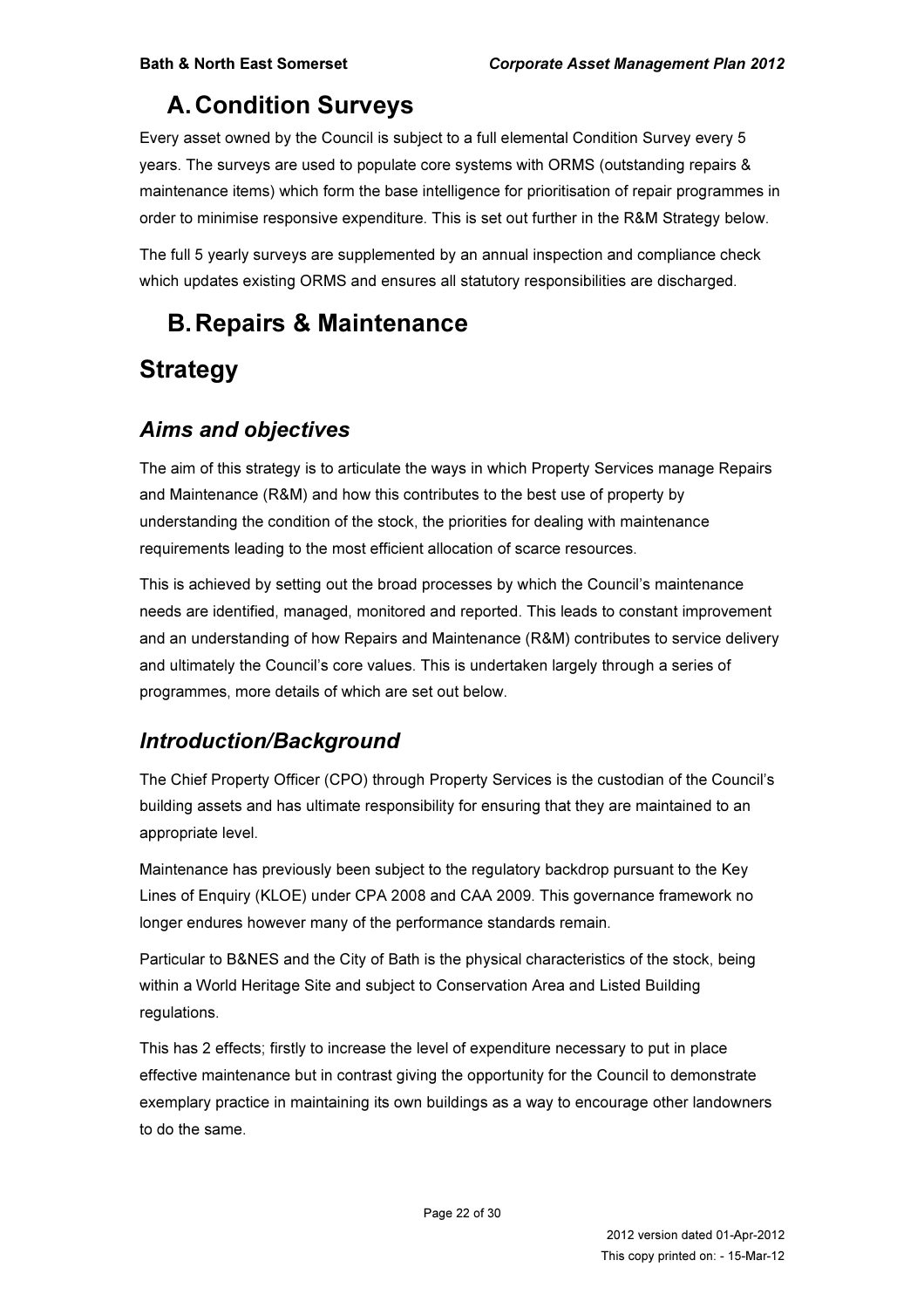# A. Condition Surveys

Every asset owned by the Council is subject to a full elemental Condition Survey every 5 years. The surveys are used to populate core systems with ORMS (outstanding repairs & maintenance items) which form the base intelligence for prioritisation of repair programmes in order to minimise responsive expenditure. This is set out further in the R&M Strategy below.

The full 5 yearly surveys are supplemented by an annual inspection and compliance check which updates existing ORMS and ensures all statutory responsibilities are discharged.

# B. Repairs & Maintenance

## Strategy

### *Aims and objectives*

The aim of this strategy is to articulate the ways in which Property Services manage Repairs and Maintenance (R&M) and how this contributes to the best use of property by understanding the condition of the stock, the priorities for dealing with maintenance requirements leading to the most efficient allocation of scarce resources.

This is achieved by setting out the broad processes by which the Council's maintenance needs are identified, managed, monitored and reported. This leads to constant improvement and an understanding of how Repairs and Maintenance (R&M) contributes to service delivery and ultimately the Council's core values. This is undertaken largely through a series of programmes, more details of which are set out below.

### *Introduction/Background*

The Chief Property Officer (CPO) through Property Services is the custodian of the Council's building assets and has ultimate responsibility for ensuring that they are maintained to an appropriate level.

Maintenance has previously been subject to the regulatory backdrop pursuant to the Key Lines of Enquiry (KLOE) under CPA 2008 and CAA 2009. This governance framework no longer endures however many of the performance standards remain.

Particular to B&NES and the City of Bath is the physical characteristics of the stock, being within a World Heritage Site and subject to Conservation Area and Listed Building regulations.

This has 2 effects; firstly to increase the level of expenditure necessary to put in place effective maintenance but in contrast giving the opportunity for the Council to demonstrate exemplary practice in maintaining its own buildings as a way to encourage other landowners to do the same.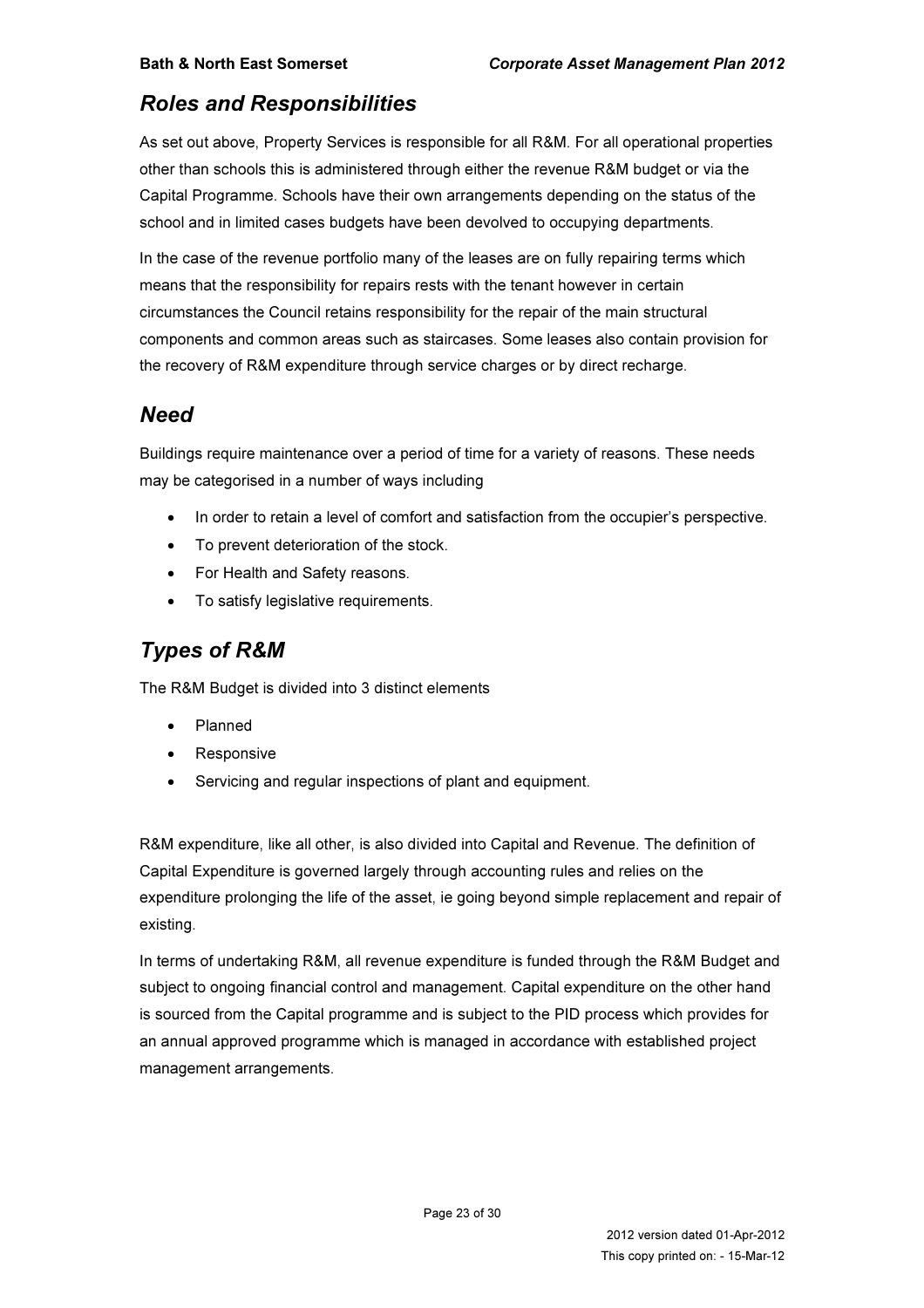## *Roles and Responsibilities*

As set out above, Property Services is responsible for all R&M. For all operational properties other than schools this is administered through either the revenue R&M budget or via the Capital Programme. Schools have their own arrangements depending on the status of the school and in limited cases budgets have been devolved to occupying departments.

In the case of the revenue portfolio many of the leases are on fully repairing terms which means that the responsibility for repairs rests with the tenant however in certain circumstances the Council retains responsibility for the repair of the main structural components and common areas such as staircases. Some leases also contain provision for the recovery of R&M expenditure through service charges or by direct recharge.

## *Need*

Buildings require maintenance over a period of time for a variety of reasons. These needs may be categorised in a number of ways including

- In order to retain a level of comfort and satisfaction from the occupier's perspective.
- To prevent deterioration of the stock.
- For Health and Safety reasons.
- To satisfy legislative requirements.

## *Types of R&M*

The R&M Budget is divided into 3 distinct elements

- Planned
- Responsive
- Servicing and regular inspections of plant and equipment.

R&M expenditure, like all other, is also divided into Capital and Revenue. The definition of Capital Expenditure is governed largely through accounting rules and relies on the expenditure prolonging the life of the asset, ie going beyond simple replacement and repair of existing.

In terms of undertaking R&M, all revenue expenditure is funded through the R&M Budget and subject to ongoing financial control and management. Capital expenditure on the other hand is sourced from the Capital programme and is subject to the PID process which provides for an annual approved programme which is managed in accordance with established project management arrangements.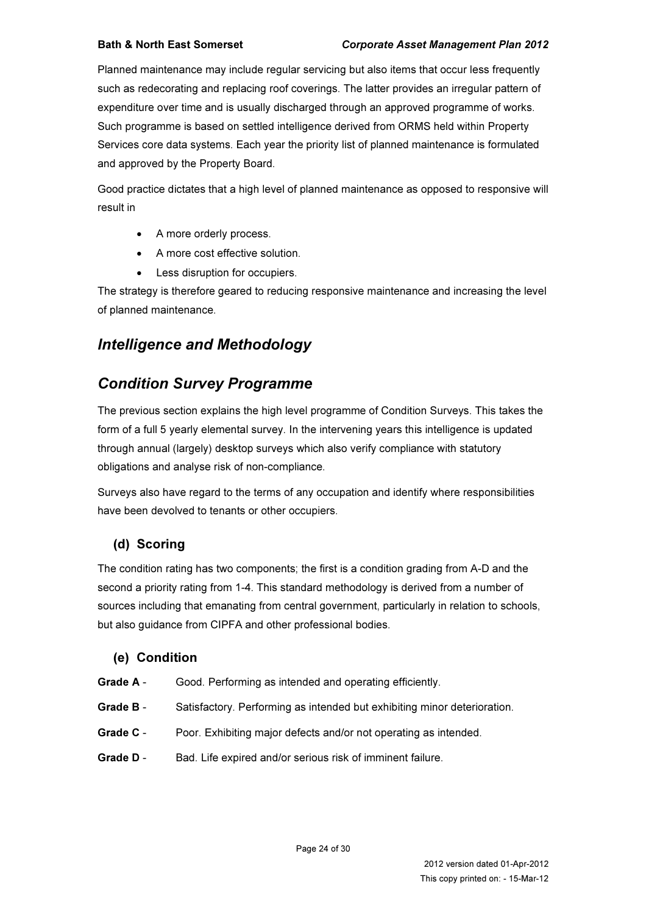Planned maintenance may include regular servicing but also items that occur less frequently such as redecorating and replacing roof coverings. The latter provides an irregular pattern of expenditure over time and is usually discharged through an approved programme of works. Such programme is based on settled intelligence derived from ORMS held within Property Services core data systems. Each year the priority list of planned maintenance is formulated and approved by the Property Board.

Good practice dictates that a high level of planned maintenance as opposed to responsive will result in

- A more orderly process.
- A more cost effective solution.
- Less disruption for occupiers.

The strategy is therefore geared to reducing responsive maintenance and increasing the level of planned maintenance.

## *Intelligence and Methodology*

## *Condition Survey Programme*

The previous section explains the high level programme of Condition Surveys. This takes the form of a full 5 yearly elemental survey. In the intervening years this intelligence is updated through annual (largely) desktop surveys which also verify compliance with statutory obligations and analyse risk of non-compliance.

Surveys also have regard to the terms of any occupation and identify where responsibilities have been devolved to tenants or other occupiers.

### (d) Scoring

The condition rating has two components; the first is a condition grading from A-D and the second a priority rating from 1-4. This standard methodology is derived from a number of sources including that emanating from central government, particularly in relation to schools, but also guidance from CIPFA and other professional bodies.

### (e) Condition

**Grade A** - Good. Performing as intended and operating efficiently.

**Grade B** - Satisfactory. Performing as intended but exhibiting minor deterioration.

**Grade C** - Poor. Exhibiting major defects and/or not operating as intended.

**Grade D** - Bad. Life expired and/or serious risk of imminent failure.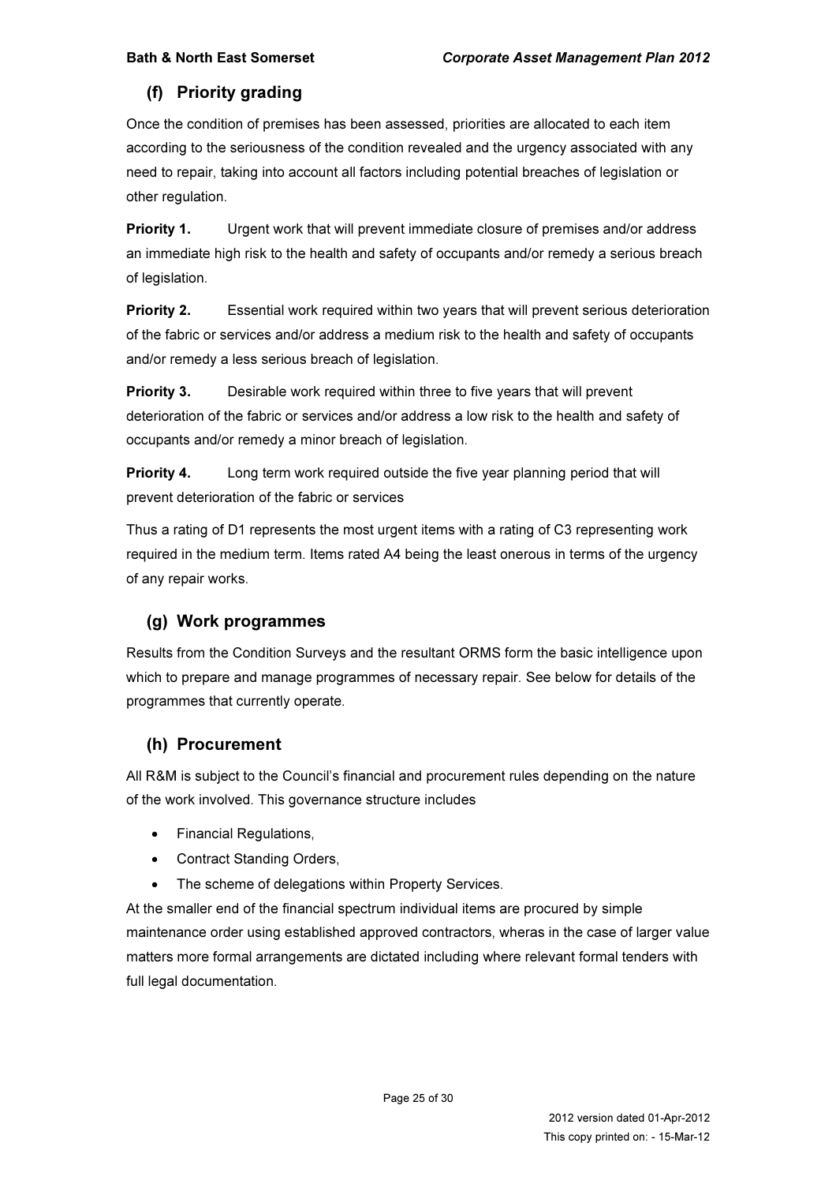## (f) Priority grading

Once the condition of premises has been assessed, priorities are allocated to each item according to the seriousness of the condition revealed and the urgency associated with any need to repair, taking into account all factors including potential breaches of legislation or other regulation.

**Priority 1.** Urgent work that will prevent immediate closure of premises and/or address an immediate high risk to the health and safety of occupants and/or remedy a serious breach of legislation.

**Priority 2.** Essential work required within two years that will prevent serious deterioration of the fabric or services and/or address a medium risk to the health and safety of occupants and/or remedy a less serious breach of legislation.

**Priority 3.** Desirable work required within three to five years that will prevent deterioration of the fabric or services and/or address a low risk to the health and safety of occupants and/or remedy a minor breach of legislation.

**Priority 4.** Long term work required outside the five year planning period that will prevent deterioration of the fabric or services

Thus a rating of D1 represents the most urgent items with a rating of C3 representing work required in the medium term. Items rated A4 being the least onerous in terms of the urgency of any repair works.

## (g) Work programmes

Results from the Condition Surveys and the resultant ORMS form the basic intelligence upon which to prepare and manage programmes of necessary repair. See below for details of the programmes that currently operate.

## (h) Procurement

All R&M is subject to the Council's financial and procurement rules depending on the nature of the work involved. This governance structure includes

- Financial Regulations,
- Contract Standing Orders,
- The scheme of delegations within Property Services.

At the smaller end of the financial spectrum individual items are procured by simple maintenance order using established approved contractors, wheras in the case of larger value matters more formal arrangements are dictated including where relevant formal tenders with full legal documentation.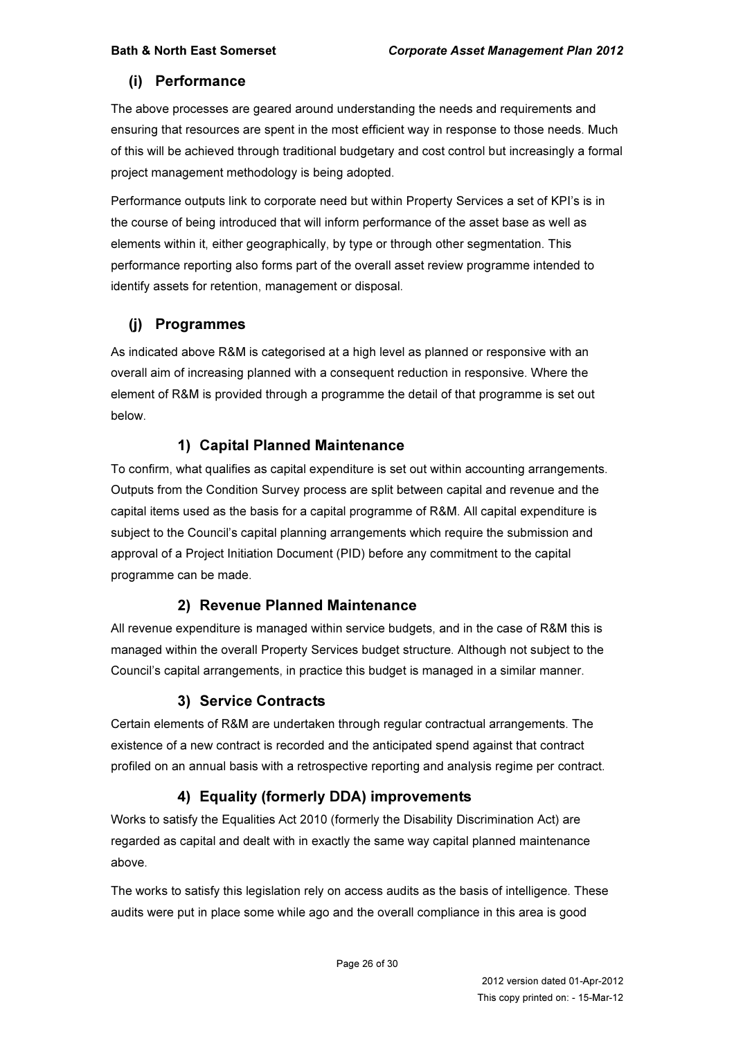## (i) Performance

The above processes are geared around understanding the needs and requirements and ensuring that resources are spent in the most efficient way in response to those needs. Much of this will be achieved through traditional budgetary and cost control but increasingly a formal project management methodology is being adopted.

Performance outputs link to corporate need but within Property Services a set of KPI's is in the course of being introduced that will inform performance of the asset base as well as elements within it, either geographically, by type or through other segmentation. This performance reporting also forms part of the overall asset review programme intended to identify assets for retention, management or disposal.

## (j) Programmes

As indicated above R&M is categorised at a high level as planned or responsive with an overall aim of increasing planned with a consequent reduction in responsive. Where the element of R&M is provided through a programme the detail of that programme is set out below.

### 1) Capital Planned Maintenance

To confirm, what qualifies as capital expenditure is set out within accounting arrangements. Outputs from the Condition Survey process are split between capital and revenue and the capital items used as the basis for a capital programme of R&M. All capital expenditure is subject to the Council's capital planning arrangements which require the submission and approval of a Project Initiation Document (PID) before any commitment to the capital programme can be made.

### 2) Revenue Planned Maintenance

All revenue expenditure is managed within service budgets, and in the case of R&M this is managed within the overall Property Services budget structure. Although not subject to the Council's capital arrangements, in practice this budget is managed in a similar manner.

### 3) Service Contracts

Certain elements of R&M are undertaken through regular contractual arrangements. The existence of a new contract is recorded and the anticipated spend against that contract profiled on an annual basis with a retrospective reporting and analysis regime per contract.

### 4) Equality (formerly DDA) improvements

Works to satisfy the Equalities Act 2010 (formerly the Disability Discrimination Act) are regarded as capital and dealt with in exactly the same way capital planned maintenance above.

The works to satisfy this legislation rely on access audits as the basis of intelligence. These audits were put in place some while ago and the overall compliance in this area is good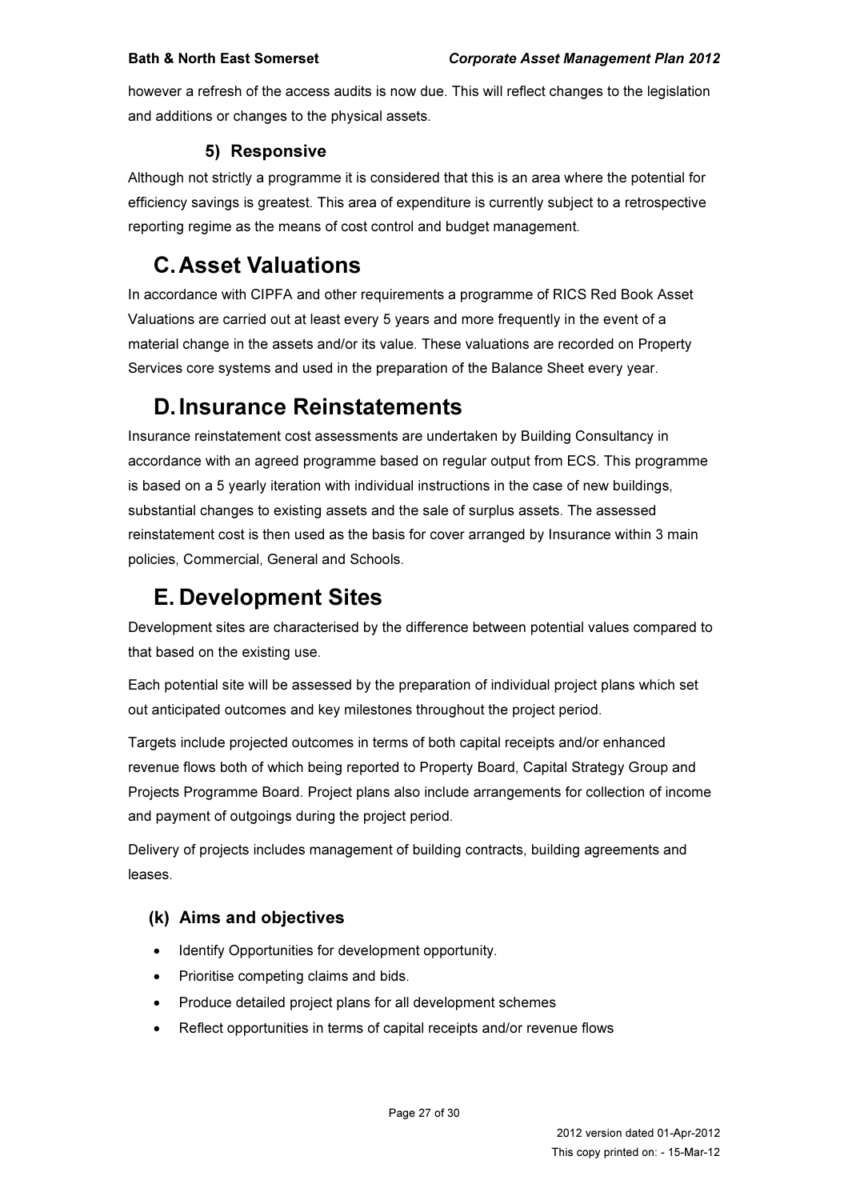however a refresh of the access audits is now due. This will reflect changes to the legislation and additions or changes to the physical assets.

### 5) Responsive

Although not strictly a programme it is considered that this is an area where the potential for efficiency savings is greatest. This area of expenditure is currently subject to a retrospective reporting regime as the means of cost control and budget management.

## C. Asset Valuations

In accordance with CIPFA and other requirements a programme of RICS Red Book Asset Valuations are carried out at least every 5 years and more frequently in the event of a material change in the assets and/or its value. These valuations are recorded on Property Services core systems and used in the preparation of the Balance Sheet every year.

## D. Insurance Reinstatements

Insurance reinstatement cost assessments are undertaken by Building Consultancy in accordance with an agreed programme based on regular output from ECS. This programme is based on a 5 yearly iteration with individual instructions in the case of new buildings, substantial changes to existing assets and the sale of surplus assets. The assessed reinstatement cost is then used as the basis for cover arranged by Insurance within 3 main policies, Commercial, General and Schools.

## E. Development Sites

Development sites are characterised by the difference between potential values compared to that based on the existing use.

Each potential site will be assessed by the preparation of individual project plans which set out anticipated outcomes and key milestones throughout the project period.

Targets include projected outcomes in terms of both capital receipts and/or enhanced revenue flows both of which being reported to Property Board, Capital Strategy Group and Projects Programme Board. Project plans also include arrangements for collection of income and payment of outgoings during the project period.

Delivery of projects includes management of building contracts, building agreements and leases.

### (k) Aims and objectives

- Identify Opportunities for development opportunity.
- Prioritise competing claims and bids.
- Produce detailed project plans for all development schemes
- Reflect opportunities in terms of capital receipts and/or revenue flows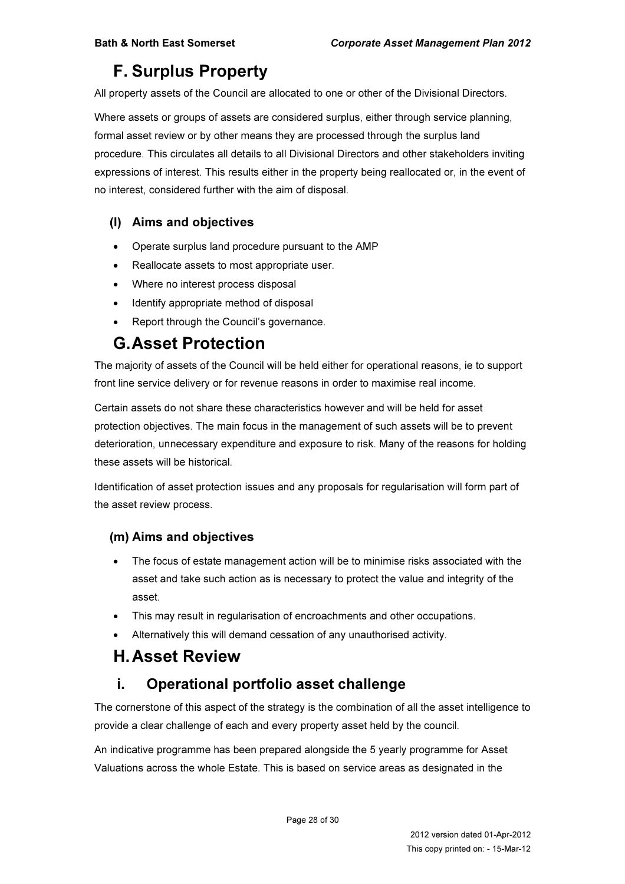# F. Surplus Property

All property assets of the Council are allocated to one or other of the Divisional Directors.

Where assets or groups of assets are considered surplus, either through service planning, formal asset review or by other means they are processed through the surplus land procedure. This circulates all details to all Divisional Directors and other stakeholders inviting expressions of interest. This results either in the property being reallocated or, in the event of no interest, considered further with the aim of disposal.

### (l) Aims and objectives

- Operate surplus land procedure pursuant to the AMP
- Reallocate assets to most appropriate user.
- Where no interest process disposal
- Identify appropriate method of disposal
- Report through the Council's governance.

# G. Asset Protection

The majority of assets of the Council will be held either for operational reasons, ie to support front line service delivery or for revenue reasons in order to maximise real income.

Certain assets do not share these characteristics however and will be held for asset protection objectives. The main focus in the management of such assets will be to prevent deterioration, unnecessary expenditure and exposure to risk. Many of the reasons for holding these assets will be historical.

Identification of asset protection issues and any proposals for regularisation will form part of the asset review process.

### (m) Aims and objectives

- The focus of estate management action will be to minimise risks associated with the asset and take such action as is necessary to protect the value and integrity of the asset.
- This may result in regularisation of encroachments and other occupations.
- Alternatively this will demand cessation of any unauthorised activity.

# H. Asset Review

## i. Operational portfolio asset challenge

The cornerstone of this aspect of the strategy is the combination of all the asset intelligence to provide a clear challenge of each and every property asset held by the council.

An indicative programme has been prepared alongside the 5 yearly programme for Asset Valuations across the whole Estate. This is based on service areas as designated in the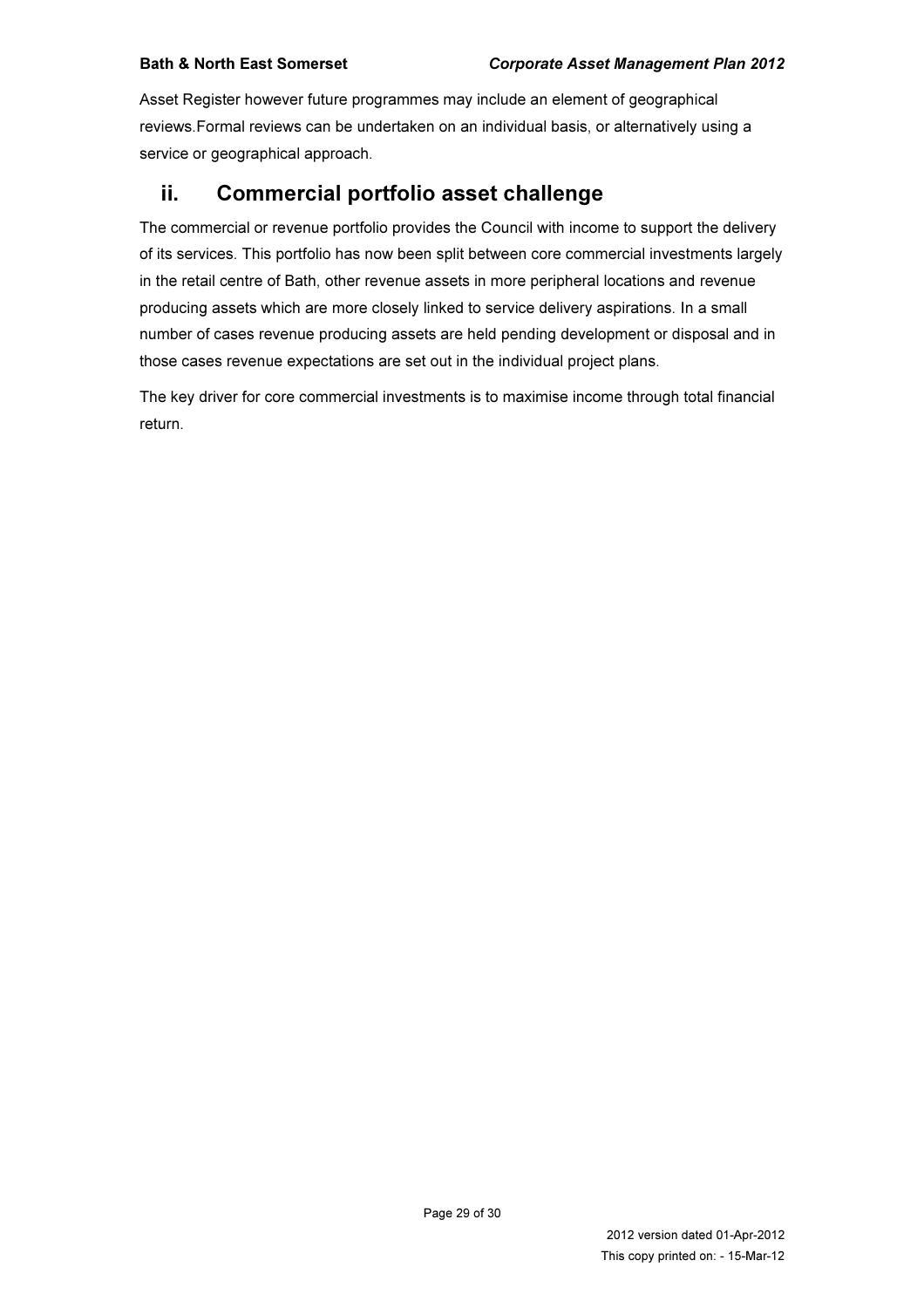Asset Register however future programmes may include an element of geographical reviews.Formal reviews can be undertaken on an individual basis, or alternatively using a service or geographical approach.

## ii. Commercial portfolio asset challenge

The commercial or revenue portfolio provides the Council with income to support the delivery of its services. This portfolio has now been split between core commercial investments largely in the retail centre of Bath, other revenue assets in more peripheral locations and revenue producing assets which are more closely linked to service delivery aspirations. In a small number of cases revenue producing assets are held pending development or disposal and in those cases revenue expectations are set out in the individual project plans.

The key driver for core commercial investments is to maximise income through total financial return.